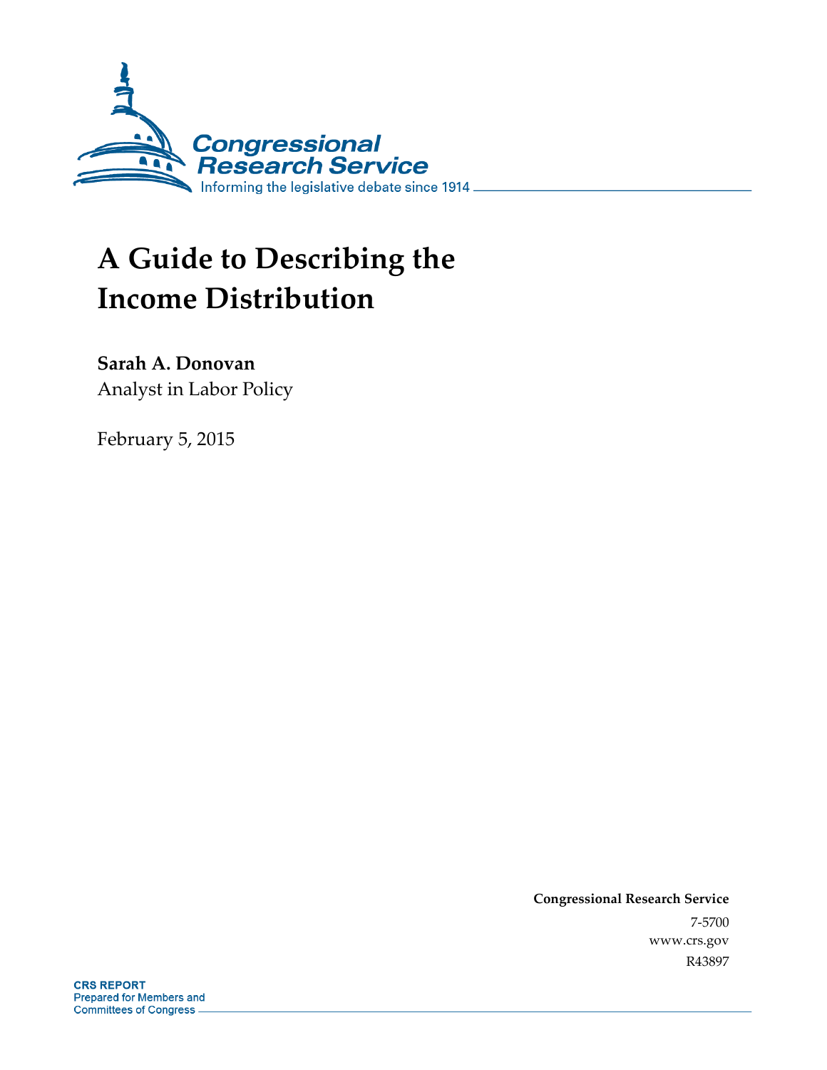Congressional Research Service

Informing the legislative debate since 1914

# A Guide to Describing the Income Distribution

**Sarah A. Donovan**
Analyst in Labor Policy

February 5, 2015

**Congressional Research Service**
7-5700
www.crs.gov
R43897

**CRS REPORT**
Prepared for Members and Committees of Congress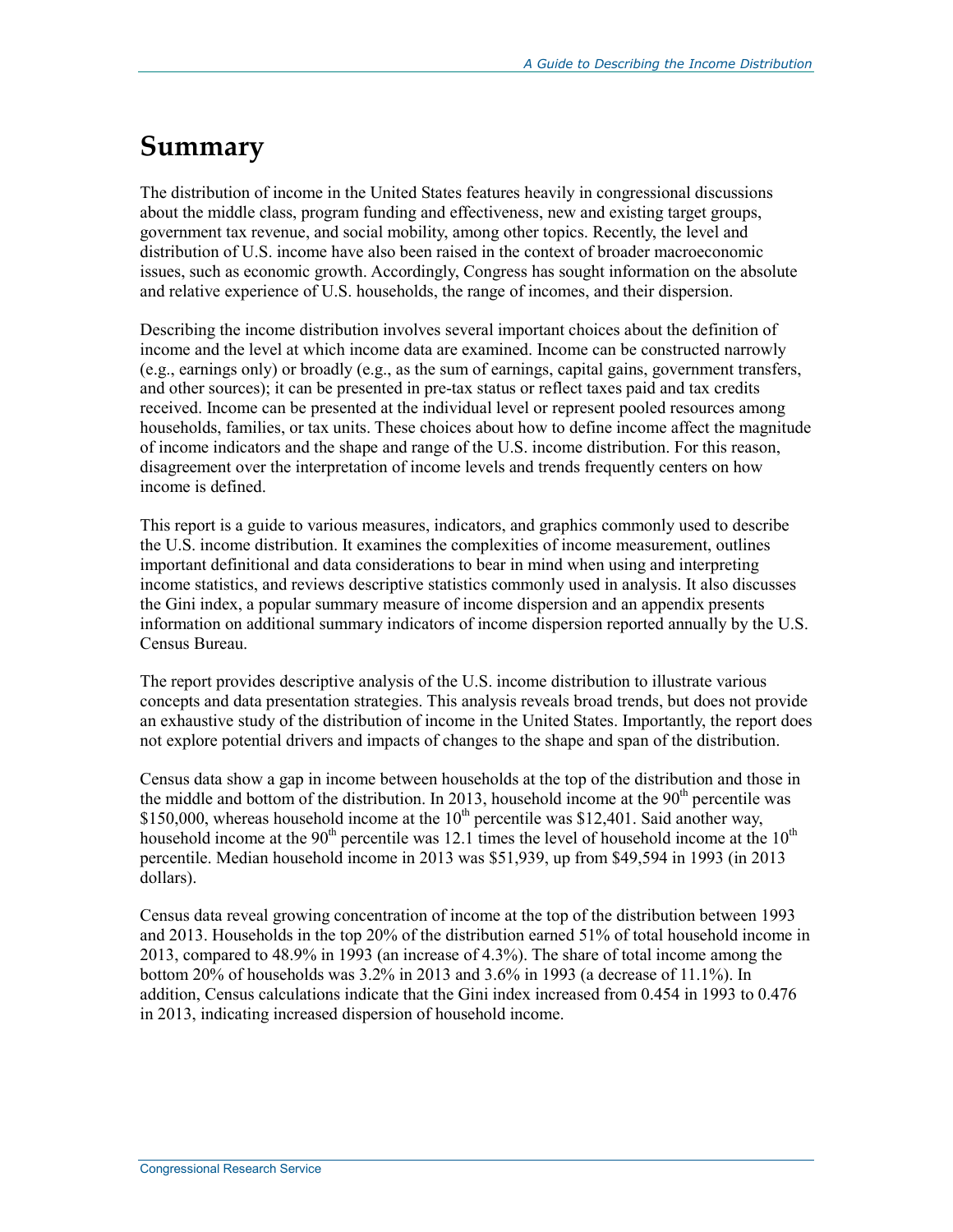# Summary

The distribution of income in the United States features heavily in congressional discussions about the middle class, program funding and effectiveness, new and existing target groups, government tax revenue, and social mobility, among other topics. Recently, the level and distribution of U.S. income have also been raised in the context of broader macroeconomic issues, such as economic growth. Accordingly, Congress has sought information on the absolute and relative experience of U.S. households, the range of incomes, and their dispersion.

Describing the income distribution involves several important choices about the definition of income and the level at which income data are examined. Income can be constructed narrowly (e.g., earnings only) or broadly (e.g., as the sum of earnings, capital gains, government transfers, and other sources); it can be presented in pre-tax status or reflect taxes paid and tax credits received. Income can be presented at the individual level or represent pooled resources among households, families, or tax units. These choices about how to define income affect the magnitude of income indicators and the shape and range of the U.S. income distribution. For this reason, disagreement over the interpretation of income levels and trends frequently centers on how income is defined.

This report is a guide to various measures, indicators, and graphics commonly used to describe the U.S. income distribution. It examines the complexities of income measurement, outlines important definitional and data considerations to bear in mind when using and interpreting income statistics, and reviews descriptive statistics commonly used in analysis. It also discusses the Gini index, a popular summary measure of income dispersion and an appendix presents information on additional summary indicators of income dispersion reported annually by the U.S. Census Bureau.

The report provides descriptive analysis of the U.S. income distribution to illustrate various concepts and data presentation strategies. This analysis reveals broad trends, but does not provide an exhaustive study of the distribution of income in the United States. Importantly, the report does not explore potential drivers and impacts of changes to the shape and span of the distribution.

Census data show a gap in income between households at the top of the distribution and those in the middle and bottom of the distribution. In 2013, household income at the $90^{th}$ percentile was \$150,000, whereas household income at the $10^{th}$ percentile was \$12,401. Said another way, household income at the $90^{th}$ percentile was 12.1 times the level of household income at the $10^{th}$ percentile. Median household income in 2013 was \$51,939, up from \$49,594 in 1993 (in 2013 dollars).

Census data reveal growing concentration of income at the top of the distribution between 1993 and 2013. Households in the top 20% of the distribution earned 51% of total household income in 2013, compared to 48.9% in 1993 (an increase of 4.3%). The share of total income among the bottom 20% of households was 3.2% in 2013 and 3.6% in 1993 (a decrease of 11.1%). In addition, Census calculations indicate that the Gini index increased from 0.454 in 1993 to 0.476 in 2013, indicating increased dispersion of household income.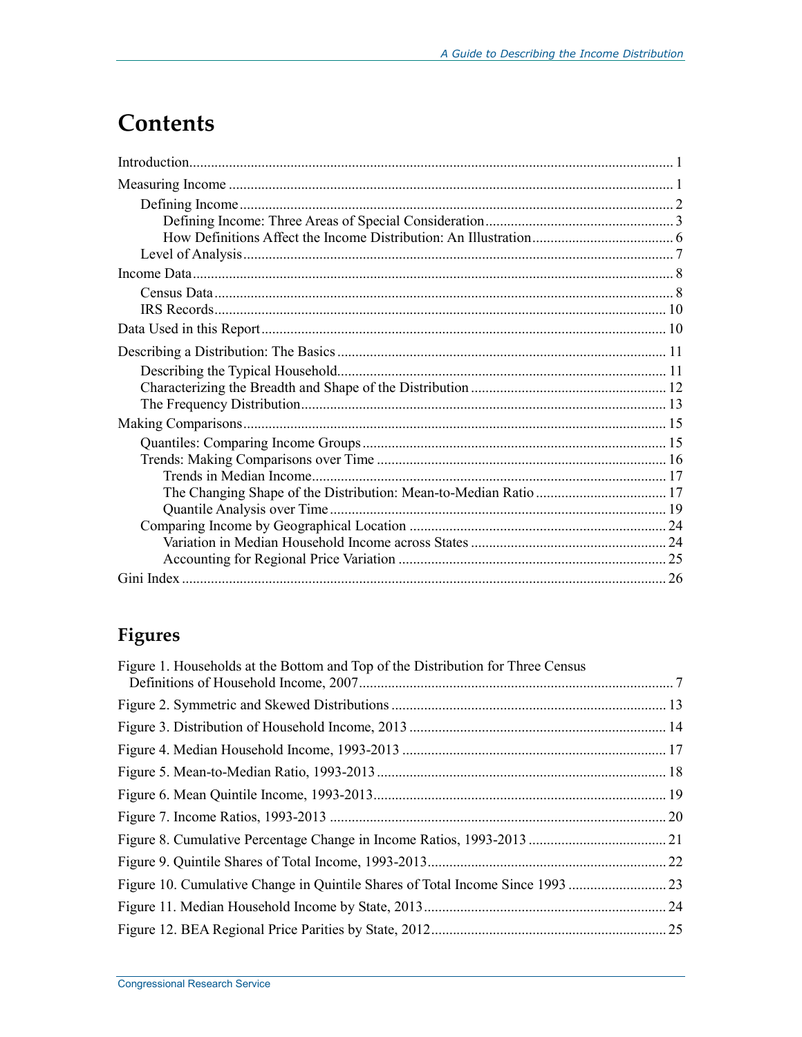# Contents

Introduction .................................................................................................................................... 1

Measuring Income ........................................................................................................................... 1

- Defining Income ........................................................................................................................ 2
  - Defining Income: Three Areas of Special Consideration ..................................................... 3
  - How Definitions Affect the Income Distribution: An Illustration ........................................ 6
- Level of Analysis ....................................................................................................................... 7

Income Data ..................................................................................................................................... 8

- Census Data ............................................................................................................................... 8
- IRS Records ............................................................................................................................. 10

Data Used in this Report ................................................................................................................ 10

Describing a Distribution: The Basics ........................................................................................... 11

- Describing the Typical Household ........................................................................................... 11
- Characterizing the Breadth and Shape of the Distribution ....................................................... 12
- The Frequency Distribution ..................................................................................................... 13

Making Comparisons ..................................................................................................................... 15

- Quantiles: Comparing Income Groups .................................................................................... 15
- Trends: Making Comparisons over Time ................................................................................ 16
  - Trends in Median Income .................................................................................................. 17
  - The Changing Shape of the Distribution: Mean-to-Median Ratio ..................................... 17
  - Quantile Analysis over Time .............................................................................................. 19
- Comparing Income by Geographical Location ....................................................................... 24
  - Variation in Median Household Income across States ....................................................... 24
  - Accounting for Regional Price Variation ........................................................................... 25

Gini Index ...................................................................................................................................... 26

## Figures

Figure 1. Households at the Bottom and Top of the Distribution for Three Census Definitions of Household Income, 2007 ........................................................................................ 7

Figure 2. Symmetric and Skewed Distributions ............................................................................ 13

Figure 3. Distribution of Household Income, 2013 ....................................................................... 14

Figure 4. Median Household Income, 1993-2013 ......................................................................... 17

Figure 5. Mean-to-Median Ratio, 1993-2013 ................................................................................ 18

Figure 6. Mean Quintile Income, 1993-2013 ................................................................................. 19

Figure 7. Income Ratios, 1993-2013 ............................................................................................. 20

Figure 8. Cumulative Percentage Change in Income Ratios, 1993-2013 ...................................... 21

Figure 9. Quintile Shares of Total Income, 1993-2013 .................................................................. 22

Figure 10. Cumulative Change in Quintile Shares of Total Income Since 1993 ........................... 23

Figure 11. Median Household Income by State, 2013 ................................................................... 24

Figure 12. BEA Regional Price Parities by State, 2012 ................................................................. 25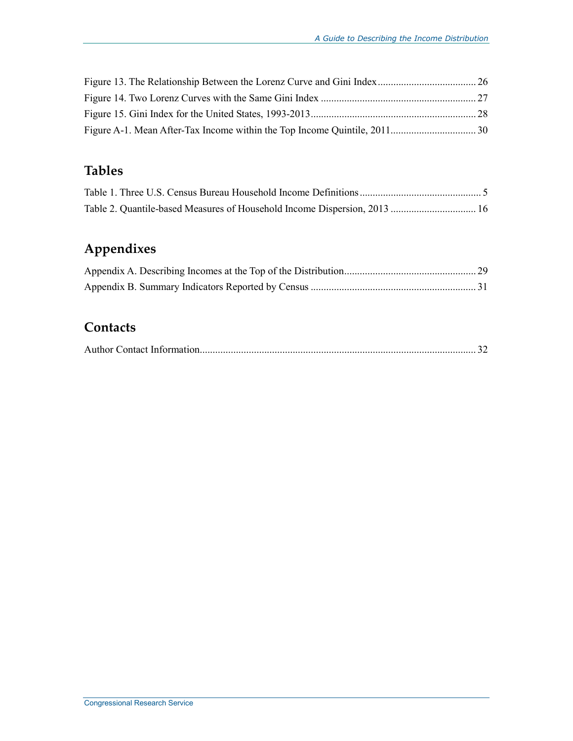Figure 13. The Relationship Between the Lorenz Curve and Gini Index ...................................... 26
Figure 14. Two Lorenz Curves with the Same Gini Index ............................................................ 27
Figure 15. Gini Index for the United States, 1993-2013................................................................ 28
Figure A-1. Mean After-Tax Income within the Top Income Quintile, 2011................................. 30

## Tables

Table 1. Three U.S. Census Bureau Household Income Definitions ............................................... 5
Table 2. Quantile-based Measures of Household Income Dispersion, 2013 ................................. 16

## Appendixes

Appendix A. Describing Incomes at the Top of the Distribution................................................... 29
Appendix B. Summary Indicators Reported by Census ................................................................ 31

## Contacts

Author Contact Information........................................................................................................... 32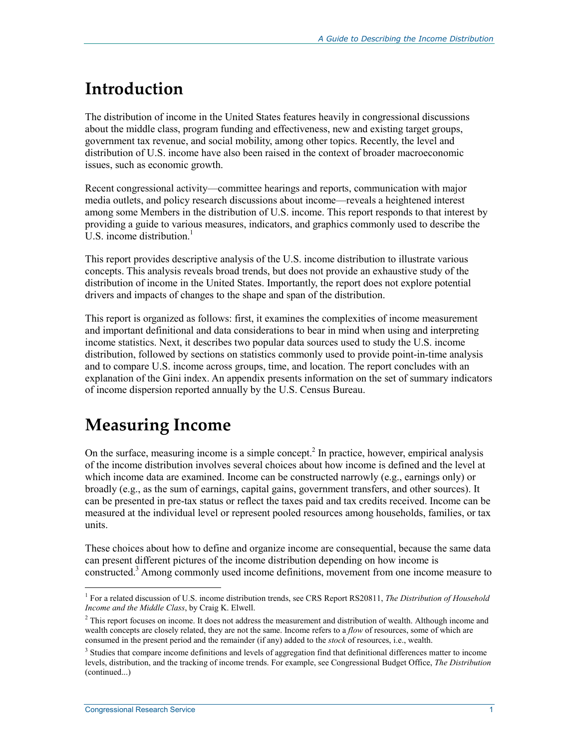# Introduction

The distribution of income in the United States features heavily in congressional discussions about the middle class, program funding and effectiveness, new and existing target groups, government tax revenue, and social mobility, among other topics. Recently, the level and distribution of U.S. income have also been raised in the context of broader macroeconomic issues, such as economic growth.

Recent congressional activity—committee hearings and reports, communication with major media outlets, and policy research discussions about income—reveals a heightened interest among some Members in the distribution of U.S. income. This report responds to that interest by providing a guide to various measures, indicators, and graphics commonly used to describe the U.S. income distribution.[1]

This report provides descriptive analysis of the U.S. income distribution to illustrate various concepts. This analysis reveals broad trends, but does not provide an exhaustive study of the distribution of income in the United States. Importantly, the report does not explore potential drivers and impacts of changes to the shape and span of the distribution.

This report is organized as follows: first, it examines the complexities of income measurement and important definitional and data considerations to bear in mind when using and interpreting income statistics. Next, it describes two popular data sources used to study the U.S. income distribution, followed by sections on statistics commonly used to provide point-in-time analysis and to compare U.S. income across groups, time, and location. The report concludes with an explanation of the Gini index. An appendix presents information on the set of summary indicators of income dispersion reported annually by the U.S. Census Bureau.

# Measuring Income

On the surface, measuring income is a simple concept.[2] In practice, however, empirical analysis of the income distribution involves several choices about how income is defined and the level at which income data are examined. Income can be constructed narrowly (e.g., earnings only) or broadly (e.g., as the sum of earnings, capital gains, government transfers, and other sources). It can be presented in pre-tax status or reflect the taxes paid and tax credits received. Income can be measured at the individual level or represent pooled resources among households, families, or tax units.

These choices about how to define and organize income are consequential, because the same data can present different pictures of the income distribution depending on how income is constructed.[3] Among commonly used income definitions, movement from one income measure to

---

[1] For a related discussion of U.S. income distribution trends, see CRS Report RS20811, *The Distribution of Household Income and the Middle Class*, by Craig K. Elwell.

[2] This report focuses on income. It does not address the measurement and distribution of wealth. Although income and wealth concepts are closely related, they are not the same. Income refers to a *flow* of resources, some of which are consumed in the present period and the remainder (if any) added to the *stock* of resources, i.e., wealth.

[3] Studies that compare income definitions and levels of aggregation find that definitional differences matter to income levels, distribution, and the tracking of income trends. For example, see Congressional Budget Office, *The Distribution* (continued...)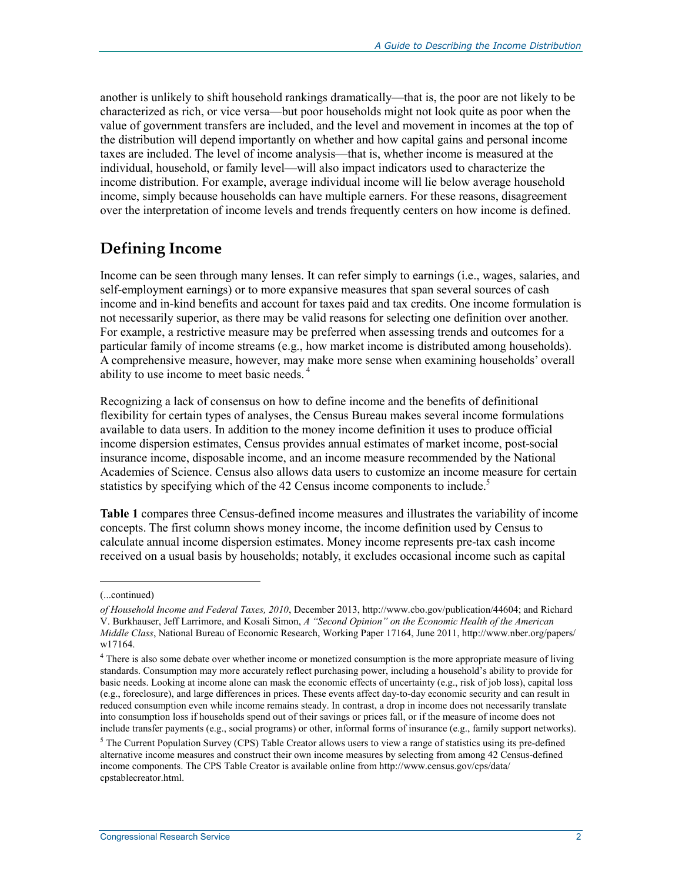another is unlikely to shift household rankings dramatically—that is, the poor are not likely to be characterized as rich, or vice versa—but poor households might not look quite as poor when the value of government transfers are included, and the level and movement in incomes at the top of the distribution will depend importantly on whether and how capital gains and personal income taxes are included. The level of income analysis—that is, whether income is measured at the individual, household, or family level—will also impact indicators used to characterize the income distribution. For example, average individual income will lie below average household income, simply because households can have multiple earners. For these reasons, disagreement over the interpretation of income levels and trends frequently centers on how income is defined.

## Defining Income

Income can be seen through many lenses. It can refer simply to earnings (i.e., wages, salaries, and self-employment earnings) or to more expansive measures that span several sources of cash income and in-kind benefits and account for taxes paid and tax credits. One income formulation is not necessarily superior, as there may be valid reasons for selecting one definition over another. For example, a restrictive measure may be preferred when assessing trends and outcomes for a particular family of income streams (e.g., how market income is distributed among households). A comprehensive measure, however, may make more sense when examining households' overall ability to use income to meet basic needs.[4]

Recognizing a lack of consensus on how to define income and the benefits of definitional flexibility for certain types of analyses, the Census Bureau makes several income formulations available to data users. In addition to the money income definition it uses to produce official income dispersion estimates, Census provides annual estimates of market income, post-social insurance income, disposable income, and an income measure recommended by the National Academies of Science. Census also allows data users to customize an income measure for certain statistics by specifying which of the 42 Census income components to include.[5]

**Table 1** compares three Census-defined income measures and illustrates the variability of income concepts. The first column shows money income, the income definition used by Census to calculate annual income dispersion estimates. Money income represents pre-tax cash income received on a usual basis by households; notably, it excludes occasional income such as capital

---

(...continued)

*of Household Income and Federal Taxes, 2010*, December 2013, http://www.cbo.gov/publication/44604; and Richard V. Burkhauser, Jeff Larrimore, and Kosali Simon, *A "Second Opinion" on the Economic Health of the American Middle Class*, National Bureau of Economic Research, Working Paper 17164, June 2011, http://www.nber.org/papers/w17164.

[4] There is also some debate over whether income or monetized consumption is the more appropriate measure of living standards. Consumption may more accurately reflect purchasing power, including a household's ability to provide for basic needs. Looking at income alone can mask the economic effects of uncertainty (e.g., risk of job loss), capital loss (e.g., foreclosure), and large differences in prices. These events affect day-to-day economic security and can result in reduced consumption even while income remains steady. In contrast, a drop in income does not necessarily translate into consumption loss if households spend out of their savings or prices fall, or if the measure of income does not include transfer payments (e.g., social programs) or other, informal forms of insurance (e.g., family support networks).

[5] The Current Population Survey (CPS) Table Creator allows users to view a range of statistics using its pre-defined alternative income measures and construct their own income measures by selecting from among 42 Census-defined income components. The CPS Table Creator is available online from http://www.census.gov/cps/data/cpstablecreator.html.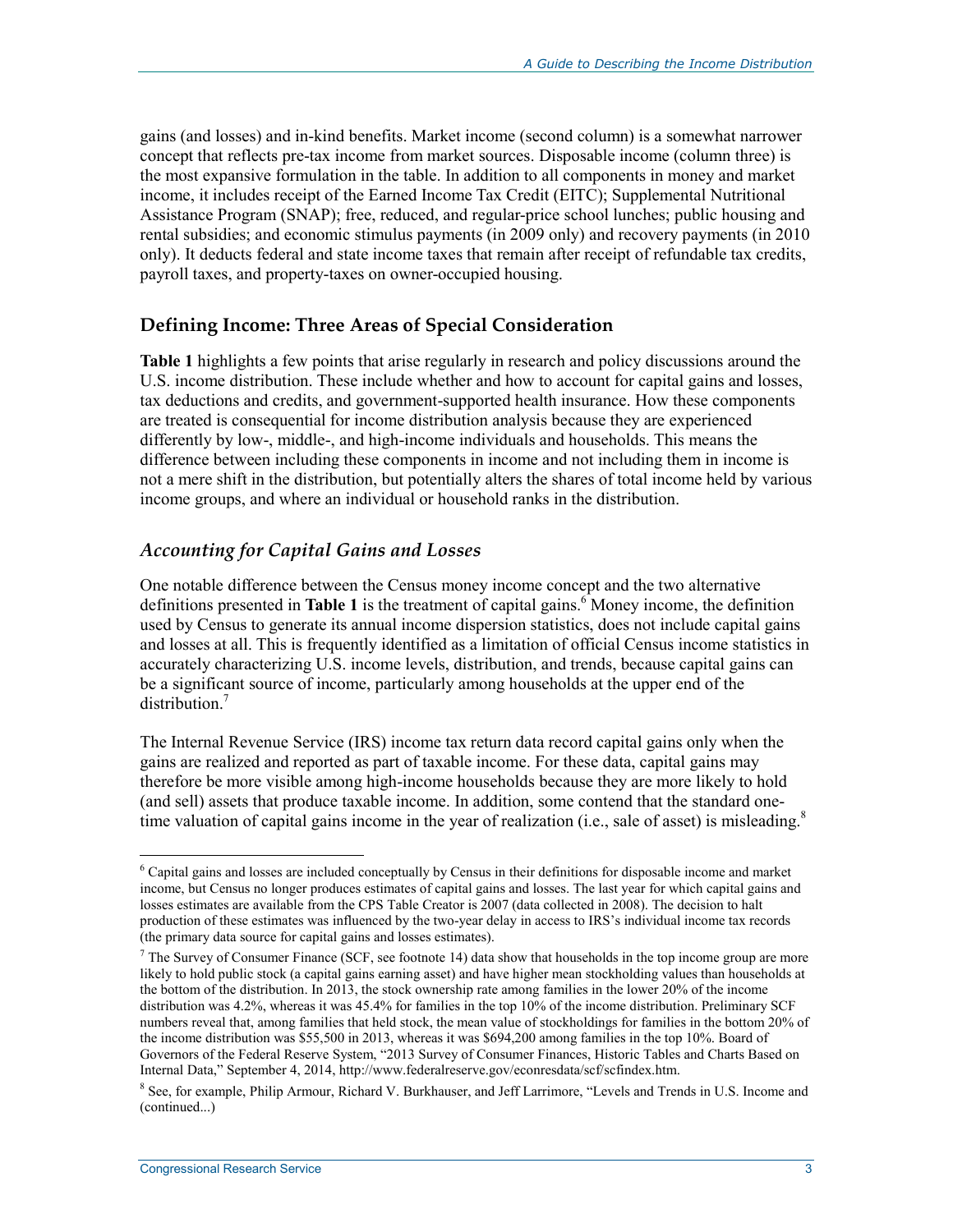gains (and losses) and in-kind benefits. Market income (second column) is a somewhat narrower concept that reflects pre-tax income from market sources. Disposable income (column three) is the most expansive formulation in the table. In addition to all components in money and market income, it includes receipt of the Earned Income Tax Credit (EITC); Supplemental Nutritional Assistance Program (SNAP); free, reduced, and regular-price school lunches; public housing and rental subsidies; and economic stimulus payments (in 2009 only) and recovery payments (in 2010 only). It deducts federal and state income taxes that remain after receipt of refundable tax credits, payroll taxes, and property-taxes on owner-occupied housing.

## Defining Income: Three Areas of Special Consideration

**Table 1** highlights a few points that arise regularly in research and policy discussions around the U.S. income distribution. These include whether and how to account for capital gains and losses, tax deductions and credits, and government-supported health insurance. How these components are treated is consequential for income distribution analysis because they are experienced differently by low-, middle-, and high-income individuals and households. This means the difference between including these components in income and not including them in income is not a mere shift in the distribution, but potentially alters the shares of total income held by various income groups, and where an individual or household ranks in the distribution.

### *Accounting for Capital Gains and Losses*

One notable difference between the Census money income concept and the two alternative definitions presented in **Table 1** is the treatment of capital gains.[6] Money income, the definition used by Census to generate its annual income dispersion statistics, does not include capital gains and losses at all. This is frequently identified as a limitation of official Census income statistics in accurately characterizing U.S. income levels, distribution, and trends, because capital gains can be a significant source of income, particularly among households at the upper end of the distribution.[7]

The Internal Revenue Service (IRS) income tax return data record capital gains only when the gains are realized and reported as part of taxable income. For these data, capital gains may therefore be more visible among high-income households because they are more likely to hold (and sell) assets that produce taxable income. In addition, some contend that the standard one-time valuation of capital gains income in the year of realization (i.e., sale of asset) is misleading.[8]

---

[6] Capital gains and losses are included conceptually by Census in their definitions for disposable income and market income, but Census no longer produces estimates of capital gains and losses. The last year for which capital gains and losses estimates are available from the CPS Table Creator is 2007 (data collected in 2008). The decision to halt production of these estimates was influenced by the two-year delay in access to IRS's individual income tax records (the primary data source for capital gains and losses estimates).

[7] The Survey of Consumer Finance (SCF, see footnote 14) data show that households in the top income group are more likely to hold public stock (a capital gains earning asset) and have higher mean stockholding values than households at the bottom of the distribution. In 2013, the stock ownership rate among families in the lower 20% of the income distribution was 4.2%, whereas it was 45.4% for families in the top 10% of the income distribution. Preliminary SCF numbers reveal that, among families that held stock, the mean value of stockholdings for families in the bottom 20% of the income distribution was $55,500 in 2013, whereas it was $694,200 among families in the top 10%. Board of Governors of the Federal Reserve System, "2013 Survey of Consumer Finances, Historic Tables and Charts Based on Internal Data," September 4, 2014, http://www.federalreserve.gov/econresdata/scf/scfindex.htm.

[8] See, for example, Philip Armour, Richard V. Burkhauser, and Jeff Larrimore, "Levels and Trends in U.S. Income and (continued...)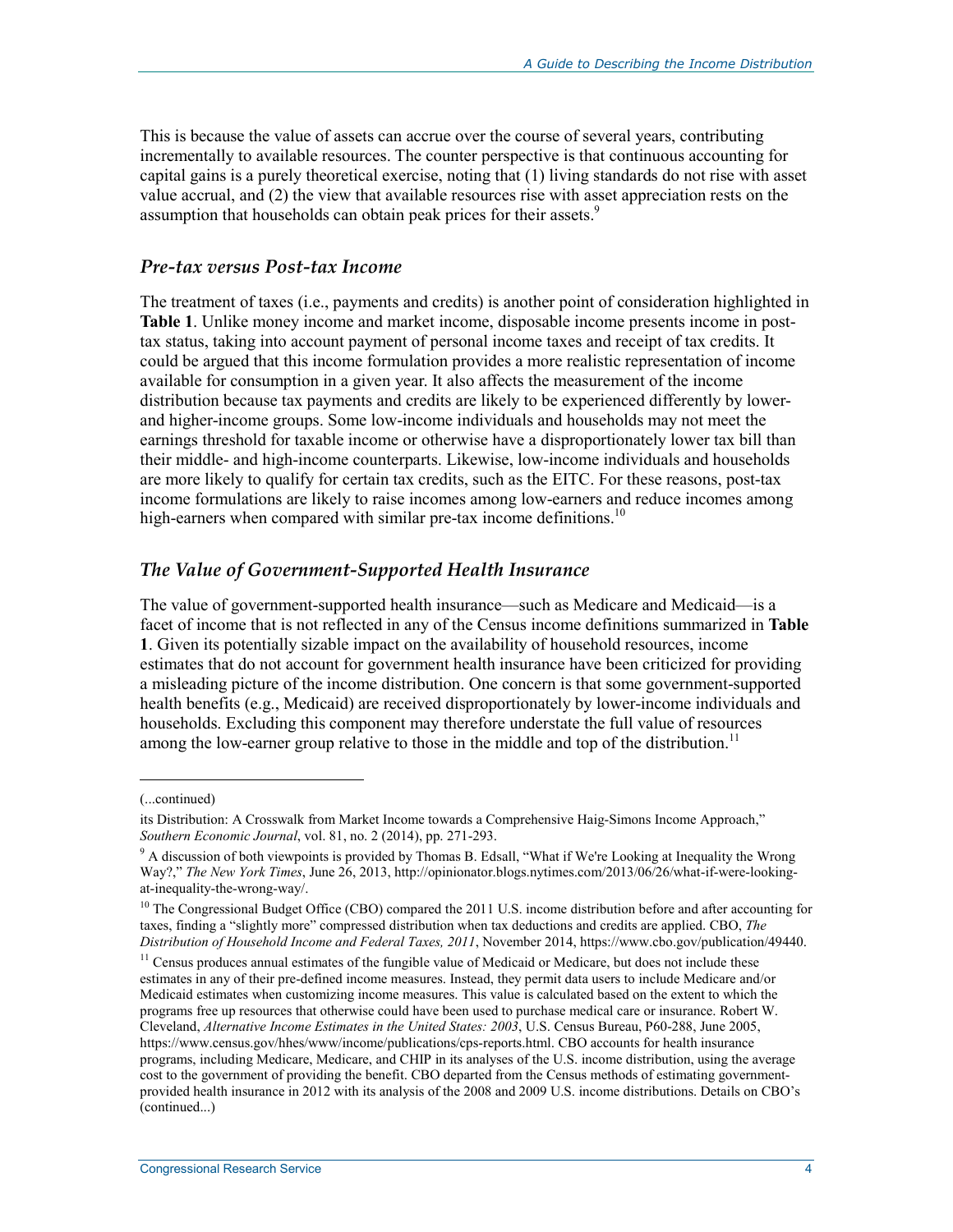This is because the value of assets can accrue over the course of several years, contributing incrementally to available resources. The counter perspective is that continuous accounting for capital gains is a purely theoretical exercise, noting that (1) living standards do not rise with asset value accrual, and (2) the view that available resources rise with asset appreciation rests on the assumption that households can obtain peak prices for their assets.[9]

### *Pre-tax versus Post-tax Income*

The treatment of taxes (i.e., payments and credits) is another point of consideration highlighted in **Table 1**. Unlike money income and market income, disposable income presents income in post-tax status, taking into account payment of personal income taxes and receipt of tax credits. It could be argued that this income formulation provides a more realistic representation of income available for consumption in a given year. It also affects the measurement of the income distribution because tax payments and credits are likely to be experienced differently by lower- and higher-income groups. Some low-income individuals and households may not meet the earnings threshold for taxable income or otherwise have a disproportionately lower tax bill than their middle- and high-income counterparts. Likewise, low-income individuals and households are more likely to qualify for certain tax credits, such as the EITC. For these reasons, post-tax income formulations are likely to raise incomes among low-earners and reduce incomes among high-earners when compared with similar pre-tax income definitions.[10]

### *The Value of Government-Supported Health Insurance*

The value of government-supported health insurance—such as Medicare and Medicaid—is a facet of income that is not reflected in any of the Census income definitions summarized in **Table 1**. Given its potentially sizable impact on the availability of household resources, income estimates that do not account for government health insurance have been criticized for providing a misleading picture of the income distribution. One concern is that some government-supported health benefits (e.g., Medicaid) are received disproportionately by lower-income individuals and households. Excluding this component may therefore understate the full value of resources among the low-earner group relative to those in the middle and top of the distribution.[11]

---

(...continued)

its Distribution: A Crosswalk from Market Income towards a Comprehensive Haig-Simons Income Approach," *Southern Economic Journal*, vol. 81, no. 2 (2014), pp. 271-293.

[9] A discussion of both viewpoints is provided by Thomas B. Edsall, "What if We're Looking at Inequality the Wrong Way?," *The New York Times*, June 26, 2013, http://opinionator.blogs.nytimes.com/2013/06/26/what-if-were-looking-at-inequality-the-wrong-way/.

[10] The Congressional Budget Office (CBO) compared the 2011 U.S. income distribution before and after accounting for taxes, finding a "slightly more" compressed distribution when tax deductions and credits are applied. CBO, *The Distribution of Household Income and Federal Taxes, 2011*, November 2014, https://www.cbo.gov/publication/49440.

[11] Census produces annual estimates of the fungible value of Medicaid or Medicare, but does not include these estimates in any of their pre-defined income measures. Instead, they permit data users to include Medicare and/or Medicaid estimates when customizing income measures. This value is calculated based on the extent to which the programs free up resources that otherwise could have been used to purchase medical care or insurance. Robert W. Cleveland, *Alternative Income Estimates in the United States: 2003*, U.S. Census Bureau, P60-288, June 2005, https://www.census.gov/hhes/www/income/publications/cps-reports.html. CBO accounts for health insurance programs, including Medicare, Medicare, and CHIP in its analyses of the U.S. income distribution, using the average cost to the government of providing the benefit. CBO departed from the Census methods of estimating government-provided health insurance in 2012 with its analysis of the 2008 and 2009 U.S. income distributions. Details on CBO's (continued...)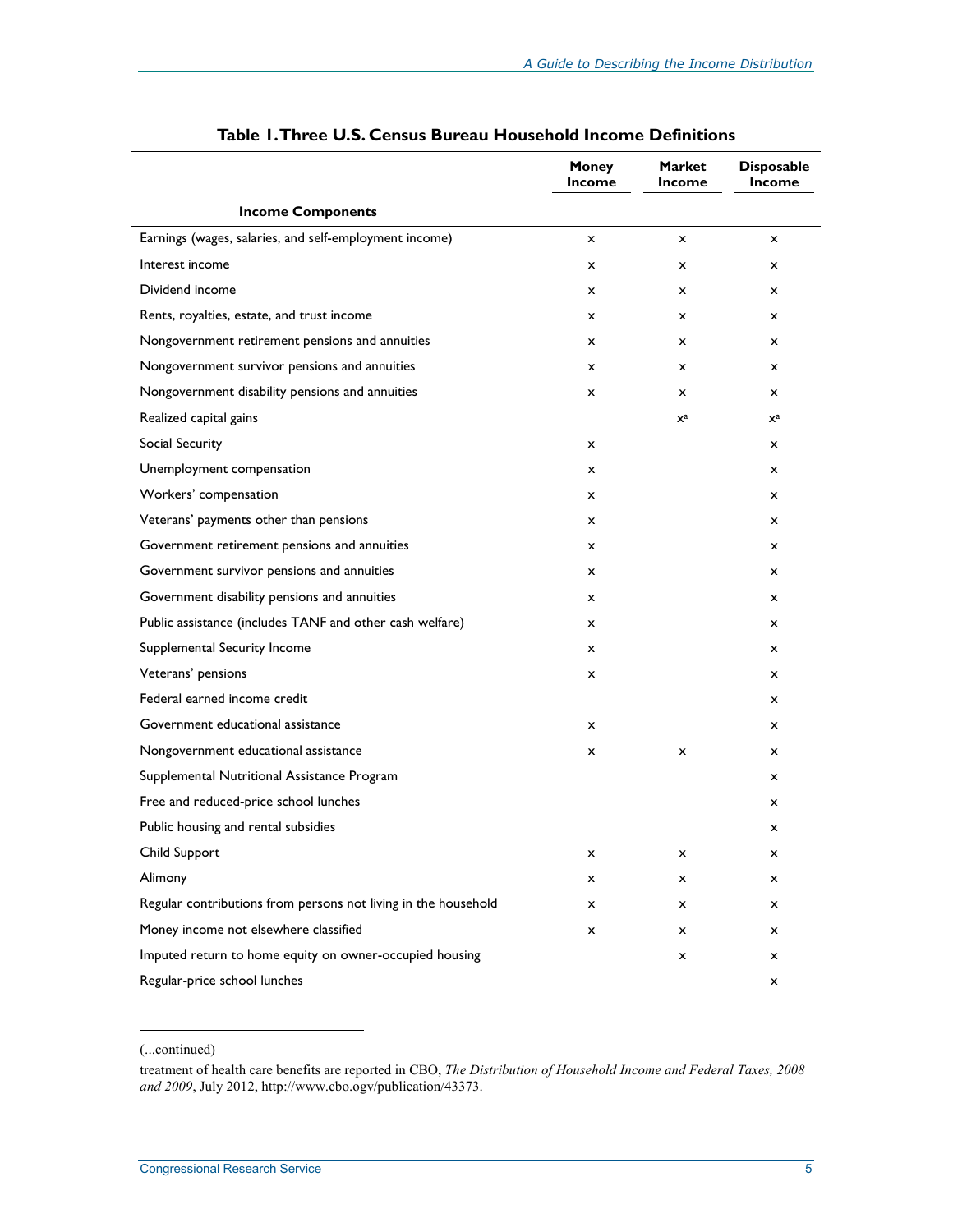**Table 1. Three U.S. Census Bureau Household Income Definitions**

| Income Components | Money Income | Market Income | Disposable Income |
|---|---|---|---|
| Earnings (wages, salaries, and self-employment income) | x | x | x |
| Interest income | x | x | x |
| Dividend income | x | x | x |
| Rents, royalties, estate, and trust income | x | x | x |
| Nongovernment retirement pensions and annuities | x | x | x |
| Nongovernment survivor pensions and annuities | x | x | x |
| Nongovernment disability pensions and annuities | x | x | x |
| Realized capital gains | | x[a] | x[a] |
| Social Security | x | | x |
| Unemployment compensation | x | | x |
| Workers' compensation | x | | x |
| Veterans' payments other than pensions | x | | x |
| Government retirement pensions and annuities | x | | x |
| Government survivor pensions and annuities | x | | x |
| Government disability pensions and annuities | x | | x |
| Public assistance (includes TANF and other cash welfare) | x | | x |
| Supplemental Security Income | x | | x |
| Veterans' pensions | x | | x |
| Federal earned income credit | | | x |
| Government educational assistance | x | | x |
| Nongovernment educational assistance | x | x | x |
| Supplemental Nutritional Assistance Program | | | x |
| Free and reduced-price school lunches | | | x |
| Public housing and rental subsidies | | | x |
| Child Support | x | x | x |
| Alimony | x | x | x |
| Regular contributions from persons not living in the household | x | x | x |
| Money income not elsewhere classified | x | x | x |
| Imputed return to home equity on owner-occupied housing | | x | x |
| Regular-price school lunches | | | x |

(...continued)

treatment of health care benefits are reported in CBO, *The Distribution of Household Income and Federal Taxes, 2008 and 2009*, July 2012, http://www.cbo.ogv/publication/43373.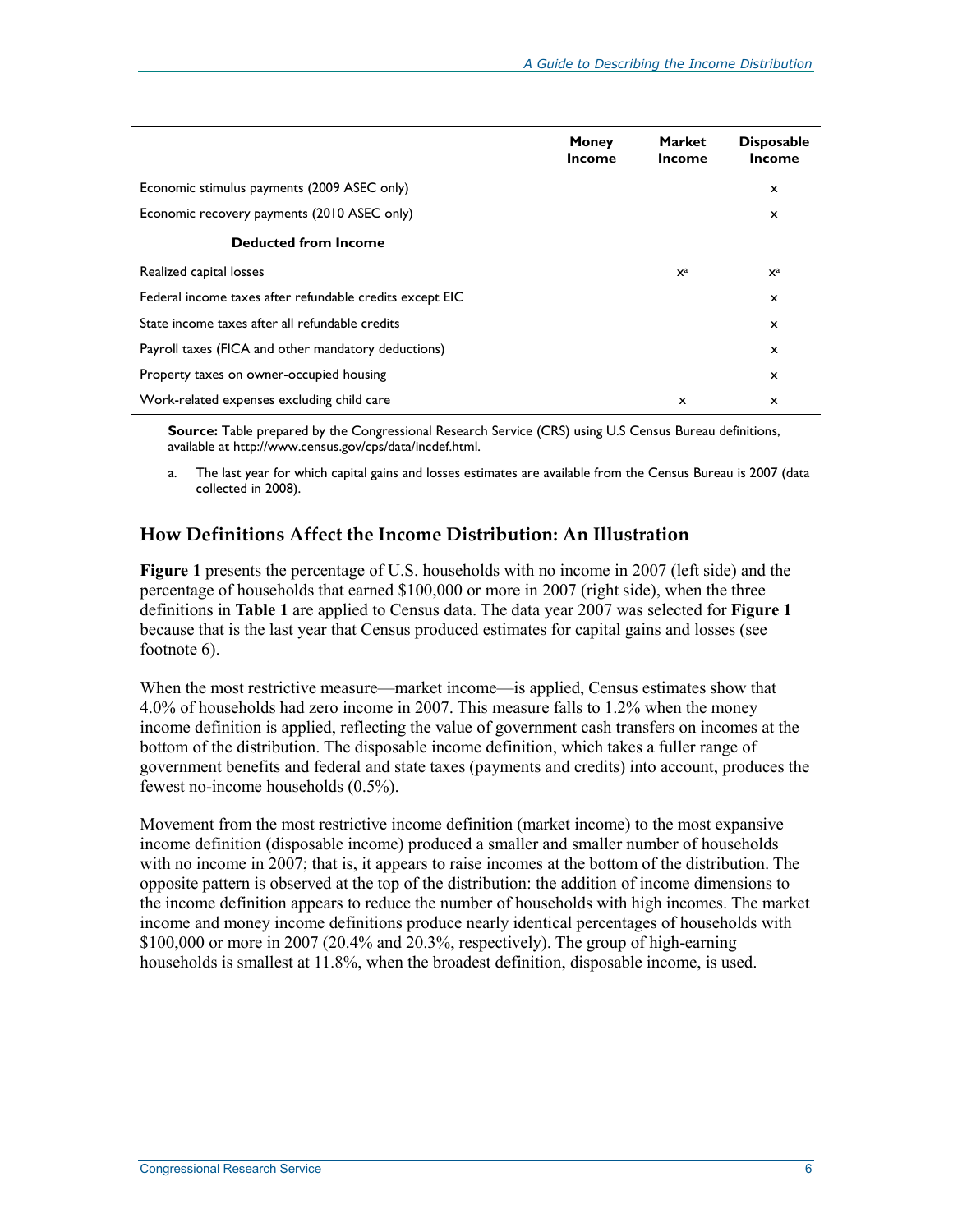| | Money Income | Market Income | Disposable Income |
|---|---|---|---|
| Economic stimulus payments (2009 ASEC only) | | | x |
| Economic recovery payments (2010 ASEC only) | | | x |
| **Deducted from Income** | | | |
| Realized capital losses | | x[a] | x[a] |
| Federal income taxes after refundable credits except EIC | | | x |
| State income taxes after all refundable credits | | | x |
| Payroll taxes (FICA and other mandatory deductions) | | | x |
| Property taxes on owner-occupied housing | | | x |
| Work-related expenses excluding child care | | x | x |

**Source:** Table prepared by the Congressional Research Service (CRS) using U.S Census Bureau definitions, available at http://www.census.gov/cps/data/incdef.html.

a. The last year for which capital gains and losses estimates are available from the Census Bureau is 2007 (data collected in 2008).

## How Definitions Affect the Income Distribution: An Illustration

**Figure 1** presents the percentage of U.S. households with no income in 2007 (left side) and the percentage of households that earned $100,000 or more in 2007 (right side), when the three definitions in **Table 1** are applied to Census data. The data year 2007 was selected for **Figure 1** because that is the last year that Census produced estimates for capital gains and losses (see footnote 6).

When the most restrictive measure—market income—is applied, Census estimates show that 4.0% of households had zero income in 2007. This measure falls to 1.2% when the money income definition is applied, reflecting the value of government cash transfers on incomes at the bottom of the distribution. The disposable income definition, which takes a fuller range of government benefits and federal and state taxes (payments and credits) into account, produces the fewest no-income households (0.5%).

Movement from the most restrictive income definition (market income) to the most expansive income definition (disposable income) produced a smaller and smaller number of households with no income in 2007; that is, it appears to raise incomes at the bottom of the distribution. The opposite pattern is observed at the top of the distribution: the addition of income dimensions to the income definition appears to reduce the number of households with high incomes. The market income and money income definitions produce nearly identical percentages of households with $100,000 or more in 2007 (20.4% and 20.3%, respectively). The group of high-earning households is smallest at 11.8%, when the broadest definition, disposable income, is used.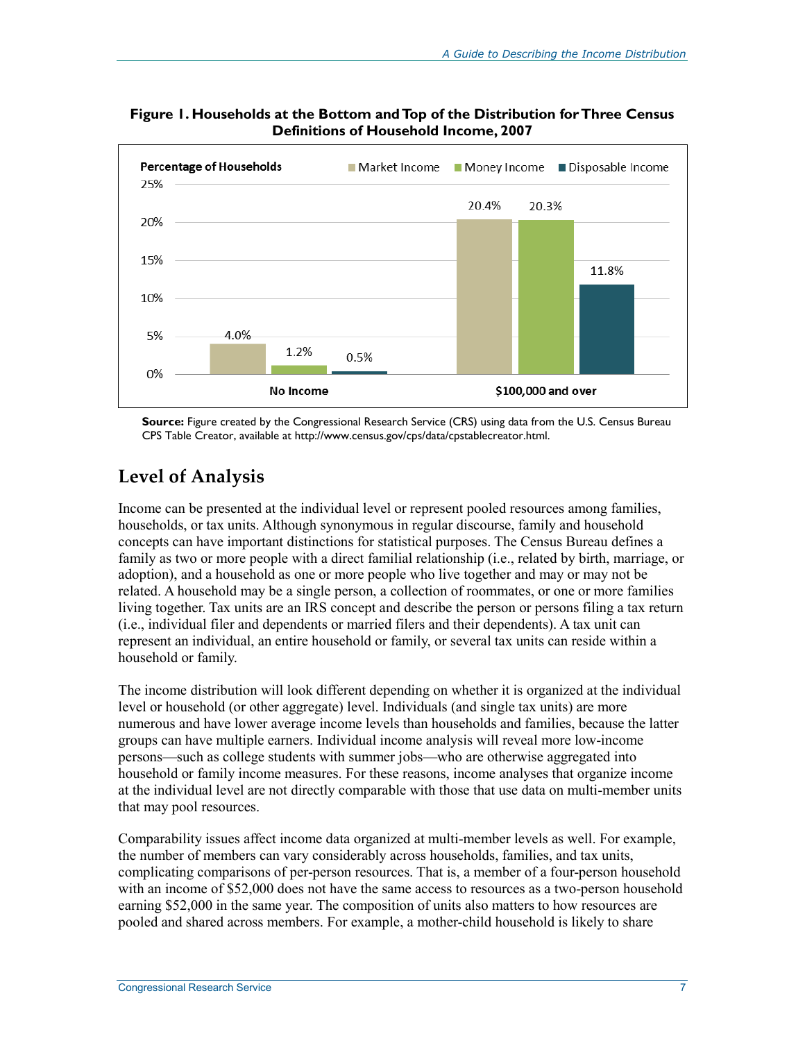**Figure 1. Households at the Bottom and Top of the Distribution for Three Census Definitions of Household Income, 2007**

| Percentage of Households | Market Income | Money Income | Disposable Income |
|---|---|---|---|
| No Income | 4.0% | 1.2% | 0.5% |
| $100,000 and over | 20.4% | 20.3% | 11.8% |

**Source:** Figure created by the Congressional Research Service (CRS) using data from the U.S. Census Bureau CPS Table Creator, available at http://www.census.gov/cps/data/cpstablecreator.html.

## Level of Analysis

Income can be presented at the individual level or represent pooled resources among families, households, or tax units. Although synonymous in regular discourse, family and household concepts can have important distinctions for statistical purposes. The Census Bureau defines a family as two or more people with a direct familial relationship (i.e., related by birth, marriage, or adoption), and a household as one or more people who live together and may or may not be related. A household may be a single person, a collection of roommates, or one or more families living together. Tax units are an IRS concept and describe the person or persons filing a tax return (i.e., individual filer and dependents or married filers and their dependents). A tax unit can represent an individual, an entire household or family, or several tax units can reside within a household or family.

The income distribution will look different depending on whether it is organized at the individual level or household (or other aggregate) level. Individuals (and single tax units) are more numerous and have lower average income levels than households and families, because the latter groups can have multiple earners. Individual income analysis will reveal more low-income persons—such as college students with summer jobs—who are otherwise aggregated into household or family income measures. For these reasons, income analyses that organize income at the individual level are not directly comparable with those that use data on multi-member units that may pool resources.

Comparability issues affect income data organized at multi-member levels as well. For example, the number of members can vary considerably across households, families, and tax units, complicating comparisons of per-person resources. That is, a member of a four-person household with an income of $52,000 does not have the same access to resources as a two-person household earning $52,000 in the same year. The composition of units also matters to how resources are pooled and shared across members. For example, a mother-child household is likely to share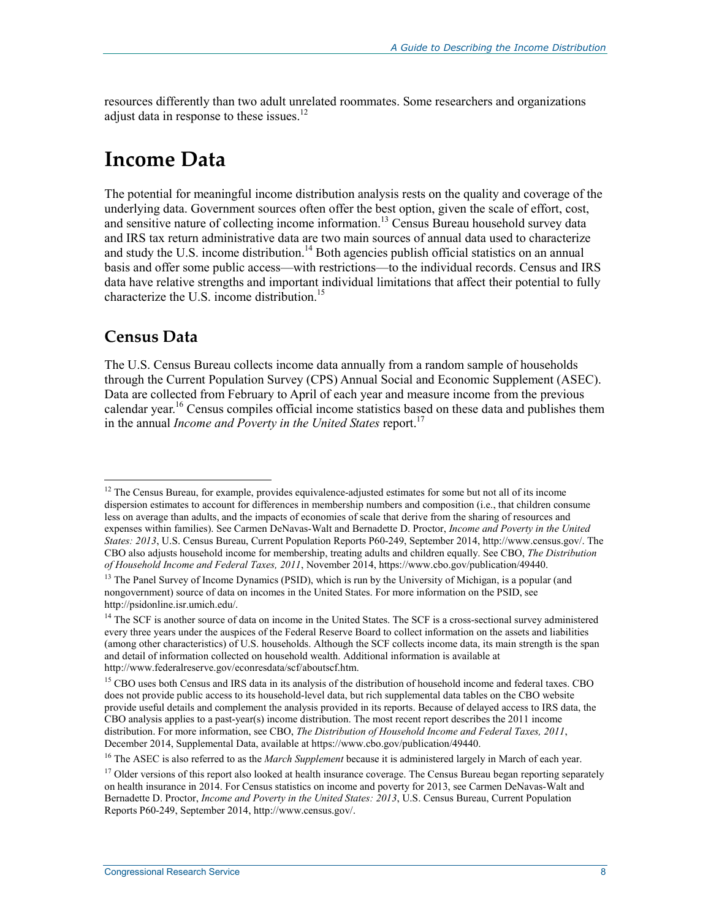resources differently than two adult unrelated roommates. Some researchers and organizations adjust data in response to these issues.[12]

# Income Data

The potential for meaningful income distribution analysis rests on the quality and coverage of the underlying data. Government sources often offer the best option, given the scale of effort, cost, and sensitive nature of collecting income information.[13] Census Bureau household survey data and IRS tax return administrative data are two main sources of annual data used to characterize and study the U.S. income distribution.[14] Both agencies publish official statistics on an annual basis and offer some public access—with restrictions—to the individual records. Census and IRS data have relative strengths and important individual limitations that affect their potential to fully characterize the U.S. income distribution.[15]

## Census Data

The U.S. Census Bureau collects income data annually from a random sample of households through the Current Population Survey (CPS) Annual Social and Economic Supplement (ASEC). Data are collected from February to April of each year and measure income from the previous calendar year.[16] Census compiles official income statistics based on these data and publishes them in the annual *Income and Poverty in the United States* report.[17]

---

[12] The Census Bureau, for example, provides equivalence-adjusted estimates for some but not all of its income dispersion estimates to account for differences in membership numbers and composition (i.e., that children consume less on average than adults, and the impacts of economies of scale that derive from the sharing of resources and expenses within families). See Carmen DeNavas-Walt and Bernadette D. Proctor, *Income and Poverty in the United States: 2013*, U.S. Census Bureau, Current Population Reports P60-249, September 2014, http://www.census.gov/. The CBO also adjusts household income for membership, treating adults and children equally. See CBO, *The Distribution of Household Income and Federal Taxes, 2011*, November 2014, https://www.cbo.gov/publication/49440.

[13] The Panel Survey of Income Dynamics (PSID), which is run by the University of Michigan, is a popular (and nongovernment) source of data on incomes in the United States. For more information on the PSID, see http://psidonline.isr.umich.edu/.

[14] The SCF is another source of data on income in the United States. The SCF is a cross-sectional survey administered every three years under the auspices of the Federal Reserve Board to collect information on the assets and liabilities (among other characteristics) of U.S. households. Although the SCF collects income data, its main strength is the span and detail of information collected on household wealth. Additional information is available at http://www.federalreserve.gov/econresdata/scf/aboutscf.htm.

[15] CBO uses both Census and IRS data in its analysis of the distribution of household income and federal taxes. CBO does not provide public access to its household-level data, but rich supplemental data tables on the CBO website provide useful details and complement the analysis provided in its reports. Because of delayed access to IRS data, the CBO analysis applies to a past-year(s) income distribution. The most recent report describes the 2011 income distribution. For more information, see CBO, *The Distribution of Household Income and Federal Taxes, 2011*, December 2014, Supplemental Data, available at https://www.cbo.gov/publication/49440.

[16] The ASEC is also referred to as the *March Supplement* because it is administered largely in March of each year.

[17] Older versions of this report also looked at health insurance coverage. The Census Bureau began reporting separately on health insurance in 2014. For Census statistics on income and poverty for 2013, see Carmen DeNavas-Walt and Bernadette D. Proctor, *Income and Poverty in the United States: 2013*, U.S. Census Bureau, Current Population Reports P60-249, September 2014, http://www.census.gov/.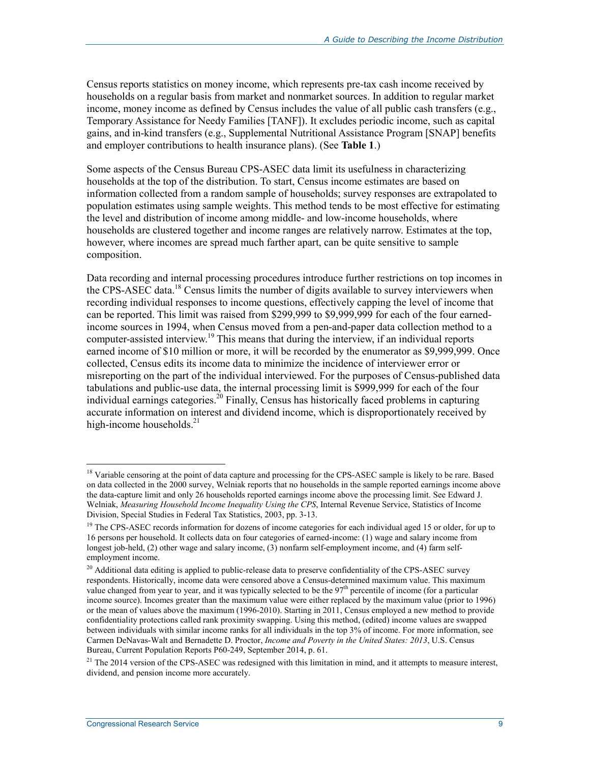Census reports statistics on money income, which represents pre-tax cash income received by households on a regular basis from market and nonmarket sources. In addition to regular market income, money income as defined by Census includes the value of all public cash transfers (e.g., Temporary Assistance for Needy Families [TANF]). It excludes periodic income, such as capital gains, and in-kind transfers (e.g., Supplemental Nutritional Assistance Program [SNAP] benefits and employer contributions to health insurance plans). (See **Table 1**.)

Some aspects of the Census Bureau CPS-ASEC data limit its usefulness in characterizing households at the top of the distribution. To start, Census income estimates are based on information collected from a random sample of households; survey responses are extrapolated to population estimates using sample weights. This method tends to be most effective for estimating the level and distribution of income among middle- and low-income households, where households are clustered together and income ranges are relatively narrow. Estimates at the top, however, where incomes are spread much farther apart, can be quite sensitive to sample composition.

Data recording and internal processing procedures introduce further restrictions on top incomes in the CPS-ASEC data.[18] Census limits the number of digits available to survey interviewers when recording individual responses to income questions, effectively capping the level of income that can be reported. This limit was raised from $299,999 to $9,999,999 for each of the four earned-income sources in 1994, when Census moved from a pen-and-paper data collection method to a computer-assisted interview.[19] This means that during the interview, if an individual reports earned income of $10 million or more, it will be recorded by the enumerator as $9,999,999. Once collected, Census edits its income data to minimize the incidence of interviewer error or misreporting on the part of the individual interviewed. For the purposes of Census-published data tabulations and public-use data, the internal processing limit is $999,999 for each of the four individual earnings categories.[20] Finally, Census has historically faced problems in capturing accurate information on interest and dividend income, which is disproportionately received by high-income households.[21]

---

[18] Variable censoring at the point of data capture and processing for the CPS-ASEC sample is likely to be rare. Based on data collected in the 2000 survey, Welniak reports that no households in the sample reported earnings income above the data-capture limit and only 26 households reported earnings income above the processing limit. See Edward J. Welniak, *Measuring Household Income Inequality Using the CPS*, Internal Revenue Service, Statistics of Income Division, Special Studies in Federal Tax Statistics, 2003, pp. 3-13.

[19] The CPS-ASEC records information for dozens of income categories for each individual aged 15 or older, for up to 16 persons per household. It collects data on four categories of earned-income: (1) wage and salary income from longest job-held, (2) other wage and salary income, (3) nonfarm self-employment income, and (4) farm self-employment income.

[20] Additional data editing is applied to public-release data to preserve confidentiality of the CPS-ASEC survey respondents. Historically, income data were censored above a Census-determined maximum value. This maximum value changed from year to year, and it was typically selected to be the 97th percentile of income (for a particular income source). Incomes greater than the maximum value were either replaced by the maximum value (prior to 1996) or the mean of values above the maximum (1996-2010). Starting in 2011, Census employed a new method to provide confidentiality protections called rank proximity swapping. Using this method, (edited) income values are swapped between individuals with similar income ranks for all individuals in the top 3% of income. For more information, see Carmen DeNavas-Walt and Bernadette D. Proctor, *Income and Poverty in the United States: 2013*, U.S. Census Bureau, Current Population Reports P60-249, September 2014, p. 61.

[21] The 2014 version of the CPS-ASEC was redesigned with this limitation in mind, and it attempts to measure interest, dividend, and pension income more accurately.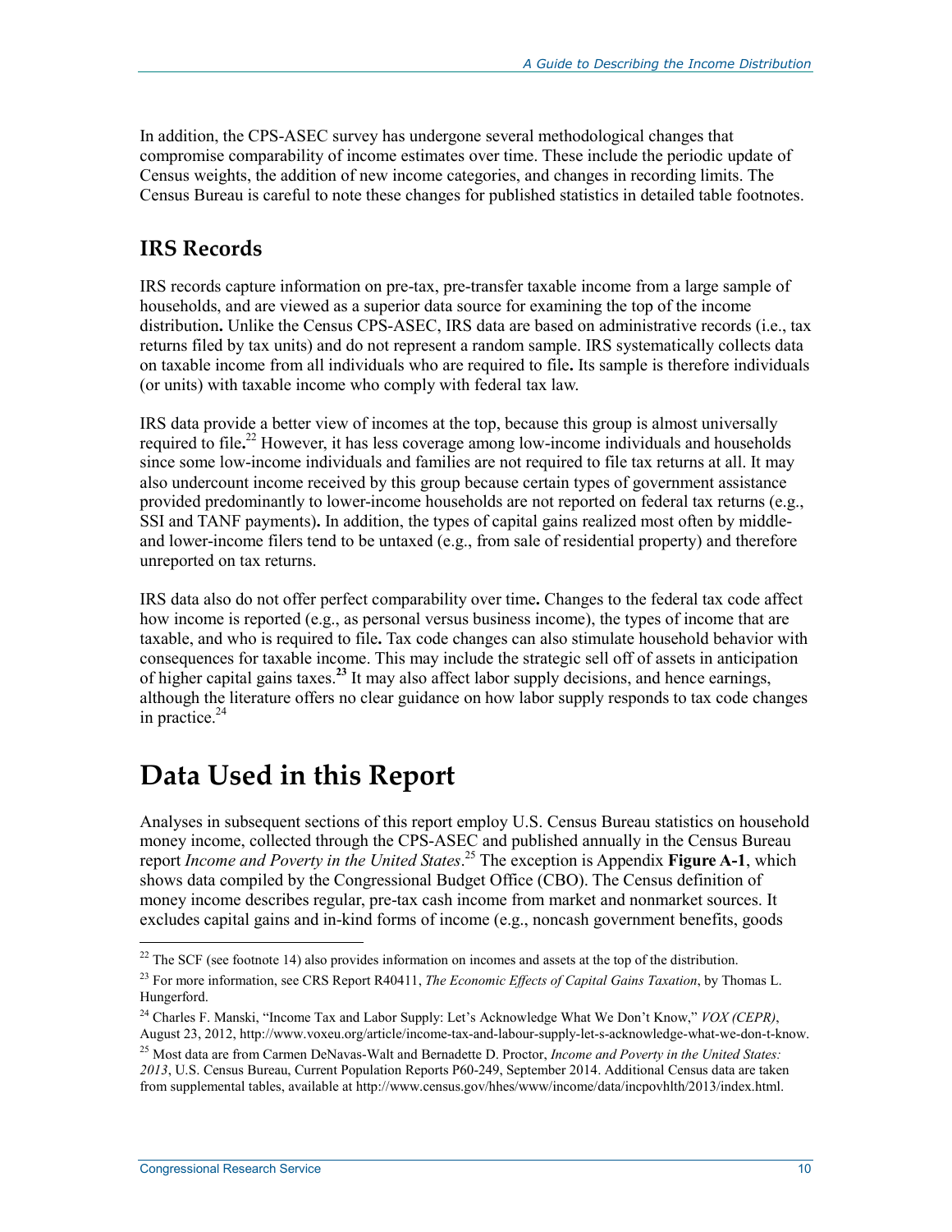In addition, the CPS-ASEC survey has undergone several methodological changes that compromise comparability of income estimates over time. These include the periodic update of Census weights, the addition of new income categories, and changes in recording limits. The Census Bureau is careful to note these changes for published statistics in detailed table footnotes.

### IRS Records

IRS records capture information on pre-tax, pre-transfer taxable income from a large sample of households, and are viewed as a superior data source for examining the top of the income distribution**.** Unlike the Census CPS-ASEC, IRS data are based on administrative records (i.e., tax returns filed by tax units) and do not represent a random sample. IRS systematically collects data on taxable income from all individuals who are required to file**.** Its sample is therefore individuals (or units) with taxable income who comply with federal tax law.

IRS data provide a better view of incomes at the top, because this group is almost universally required to file**.**[22] However, it has less coverage among low-income individuals and households since some low-income individuals and families are not required to file tax returns at all. It may also undercount income received by this group because certain types of government assistance provided predominantly to lower-income households are not reported on federal tax returns (e.g., SSI and TANF payments)**.** In addition, the types of capital gains realized most often by middle- and lower-income filers tend to be untaxed (e.g., from sale of residential property) and therefore unreported on tax returns.

IRS data also do not offer perfect comparability over time**.** Changes to the federal tax code affect how income is reported (e.g., as personal versus business income), the types of income that are taxable, and who is required to file**.** Tax code changes can also stimulate household behavior with consequences for taxable income. This may include the strategic sell off of assets in anticipation of higher capital gains taxes.[23] It may also affect labor supply decisions, and hence earnings, although the literature offers no clear guidance on how labor supply responds to tax code changes in practice.[24]

## Data Used in this Report

Analyses in subsequent sections of this report employ U.S. Census Bureau statistics on household money income, collected through the CPS-ASEC and published annually in the Census Bureau report *Income and Poverty in the United States*.[25] The exception is Appendix **Figure A-1**, which shows data compiled by the Congressional Budget Office (CBO). The Census definition of money income describes regular, pre-tax cash income from market and nonmarket sources. It excludes capital gains and in-kind forms of income (e.g., noncash government benefits, goods

---

[22] The SCF (see footnote 14) also provides information on incomes and assets at the top of the distribution.

[23] For more information, see CRS Report R40411, *The Economic Effects of Capital Gains Taxation*, by Thomas L. Hungerford.

[24] Charles F. Manski, "Income Tax and Labor Supply: Let's Acknowledge What We Don't Know," *VOX (CEPR)*, August 23, 2012, http://www.voxeu.org/article/income-tax-and-labour-supply-let-s-acknowledge-what-we-don-t-know.

[25] Most data are from Carmen DeNavas-Walt and Bernadette D. Proctor, *Income and Poverty in the United States: 2013*, U.S. Census Bureau, Current Population Reports P60-249, September 2014. Additional Census data are taken from supplemental tables, available at http://www.census.gov/hhes/www/income/data/incpovhlth/2013/index.html.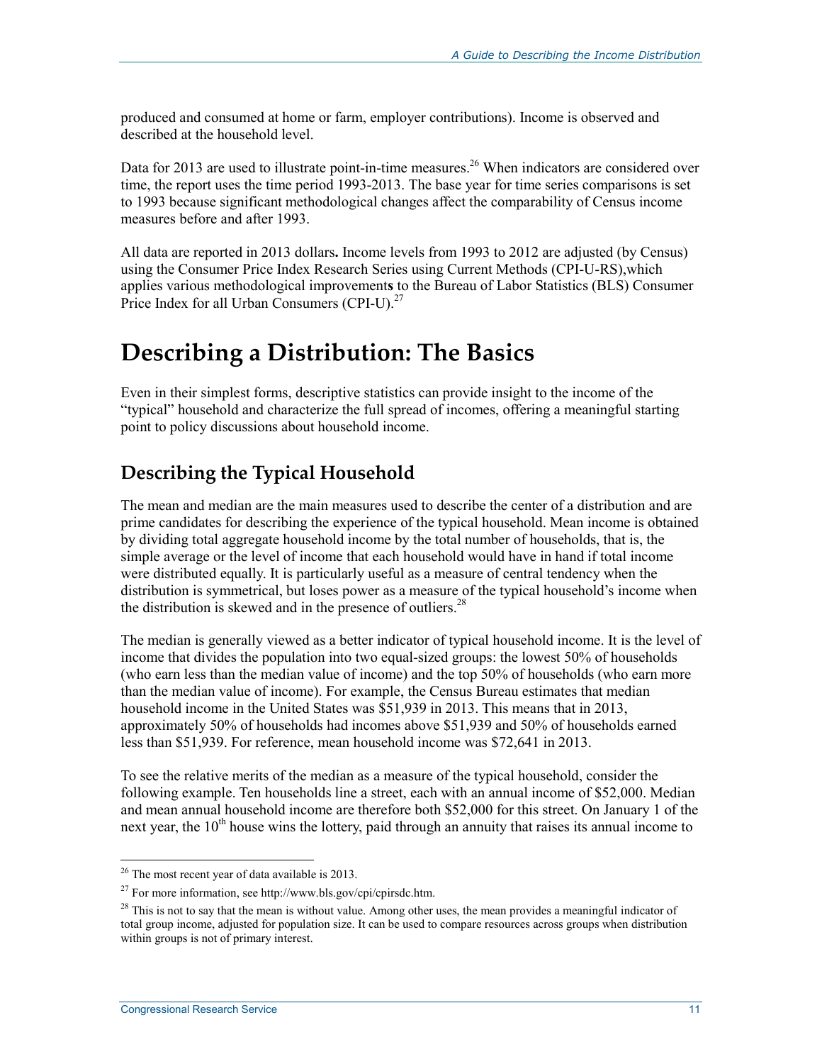produced and consumed at home or farm, employer contributions). Income is observed and described at the household level.

Data for 2013 are used to illustrate point-in-time measures.[26] When indicators are considered over time, the report uses the time period 1993-2013. The base year for time series comparisons is set to 1993 because significant methodological changes affect the comparability of Census income measures before and after 1993.

All data are reported in 2013 dollars**.** Income levels from 1993 to 2012 are adjusted (by Census) using the Consumer Price Index Research Series using Current Methods (CPI-U-RS),which applies various methodological improvement**s** to the Bureau of Labor Statistics (BLS) Consumer Price Index for all Urban Consumers (CPI-U).[27]

# Describing a Distribution: The Basics

Even in their simplest forms, descriptive statistics can provide insight to the income of the "typical" household and characterize the full spread of incomes, offering a meaningful starting point to policy discussions about household income.

## Describing the Typical Household

The mean and median are the main measures used to describe the center of a distribution and are prime candidates for describing the experience of the typical household. Mean income is obtained by dividing total aggregate household income by the total number of households, that is, the simple average or the level of income that each household would have in hand if total income were distributed equally. It is particularly useful as a measure of central tendency when the distribution is symmetrical, but loses power as a measure of the typical household's income when the distribution is skewed and in the presence of outliers.[28]

The median is generally viewed as a better indicator of typical household income. It is the level of income that divides the population into two equal-sized groups: the lowest 50% of households (who earn less than the median value of income) and the top 50% of households (who earn more than the median value of income). For example, the Census Bureau estimates that median household income in the United States was $51,939 in 2013. This means that in 2013, approximately 50% of households had incomes above $51,939 and 50% of households earned less than $51,939. For reference, mean household income was $72,641 in 2013.

To see the relative merits of the median as a measure of the typical household, consider the following example. Ten households line a street, each with an annual income of $52,000. Median and mean annual household income are therefore both $52,000 for this street. On January 1 of the next year, the 10th house wins the lottery, paid through an annuity that raises its annual income to

---

[26] The most recent year of data available is 2013.

[27] For more information, see http://www.bls.gov/cpi/cpirsdc.htm.

[28] This is not to say that the mean is without value. Among other uses, the mean provides a meaningful indicator of total group income, adjusted for population size. It can be used to compare resources across groups when distribution within groups is not of primary interest.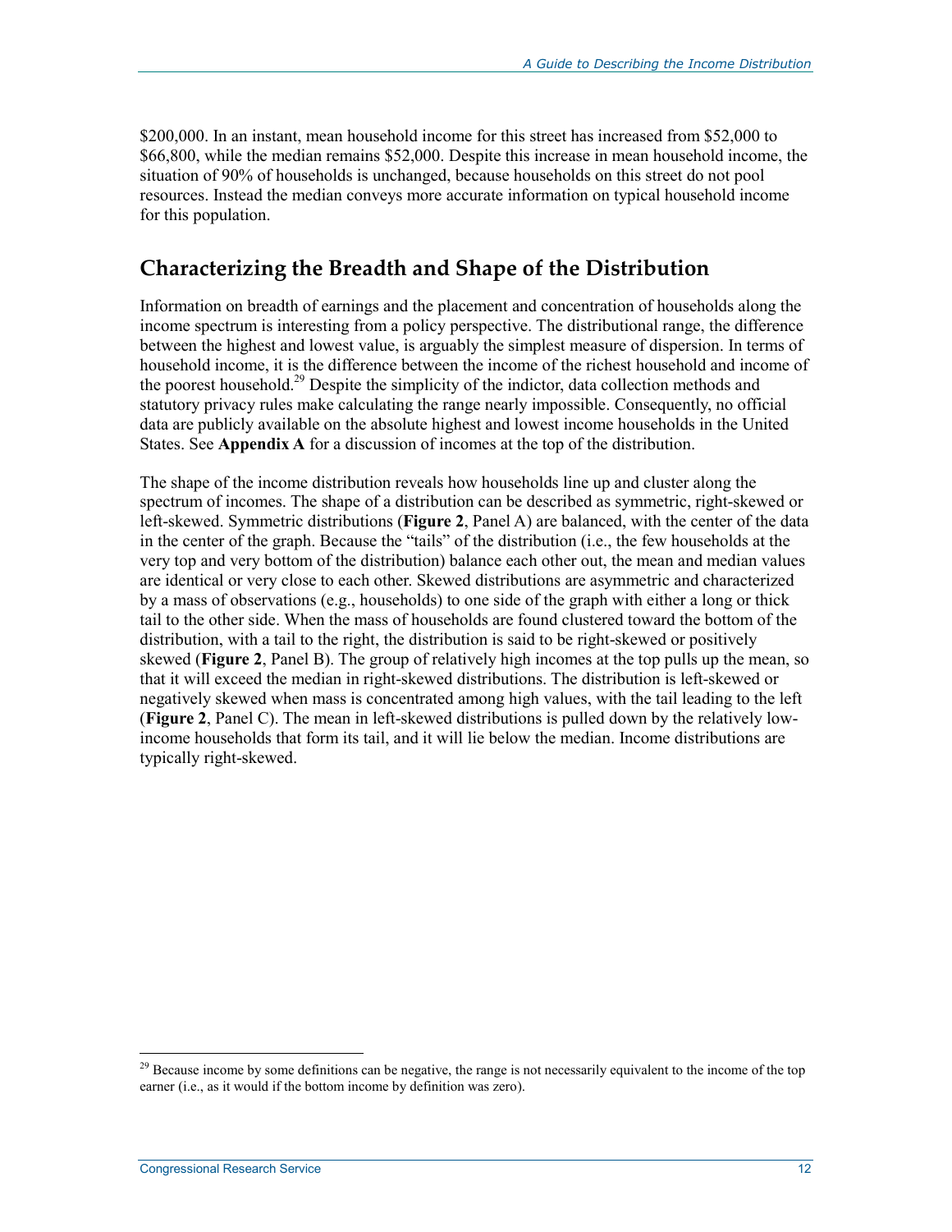$200,000. In an instant, mean household income for this street has increased from $52,000 to $66,800, while the median remains $52,000. Despite this increase in mean household income, the situation of 90% of households is unchanged, because households on this street do not pool resources. Instead the median conveys more accurate information on typical household income for this population.

## Characterizing the Breadth and Shape of the Distribution

Information on breadth of earnings and the placement and concentration of households along the income spectrum is interesting from a policy perspective. The distributional range, the difference between the highest and lowest value, is arguably the simplest measure of dispersion. In terms of household income, it is the difference between the income of the richest household and income of the poorest household.[29] Despite the simplicity of the indictor, data collection methods and statutory privacy rules make calculating the range nearly impossible. Consequently, no official data are publicly available on the absolute highest and lowest income households in the United States. See **Appendix A** for a discussion of incomes at the top of the distribution.

The shape of the income distribution reveals how households line up and cluster along the spectrum of incomes. The shape of a distribution can be described as symmetric, right-skewed or left-skewed. Symmetric distributions (**Figure 2**, Panel A) are balanced, with the center of the data in the center of the graph. Because the "tails" of the distribution (i.e., the few households at the very top and very bottom of the distribution) balance each other out, the mean and median values are identical or very close to each other. Skewed distributions are asymmetric and characterized by a mass of observations (e.g., households) to one side of the graph with either a long or thick tail to the other side. When the mass of households are found clustered toward the bottom of the distribution, with a tail to the right, the distribution is said to be right-skewed or positively skewed (**Figure 2**, Panel B). The group of relatively high incomes at the top pulls up the mean, so that it will exceed the median in right-skewed distributions. The distribution is left-skewed or negatively skewed when mass is concentrated among high values, with the tail leading to the left (**Figure 2**, Panel C). The mean in left-skewed distributions is pulled down by the relatively low-income households that form its tail, and it will lie below the median. Income distributions are typically right-skewed.

[29] Because income by some definitions can be negative, the range is not necessarily equivalent to the income of the top earner (i.e., as it would if the bottom income by definition was zero).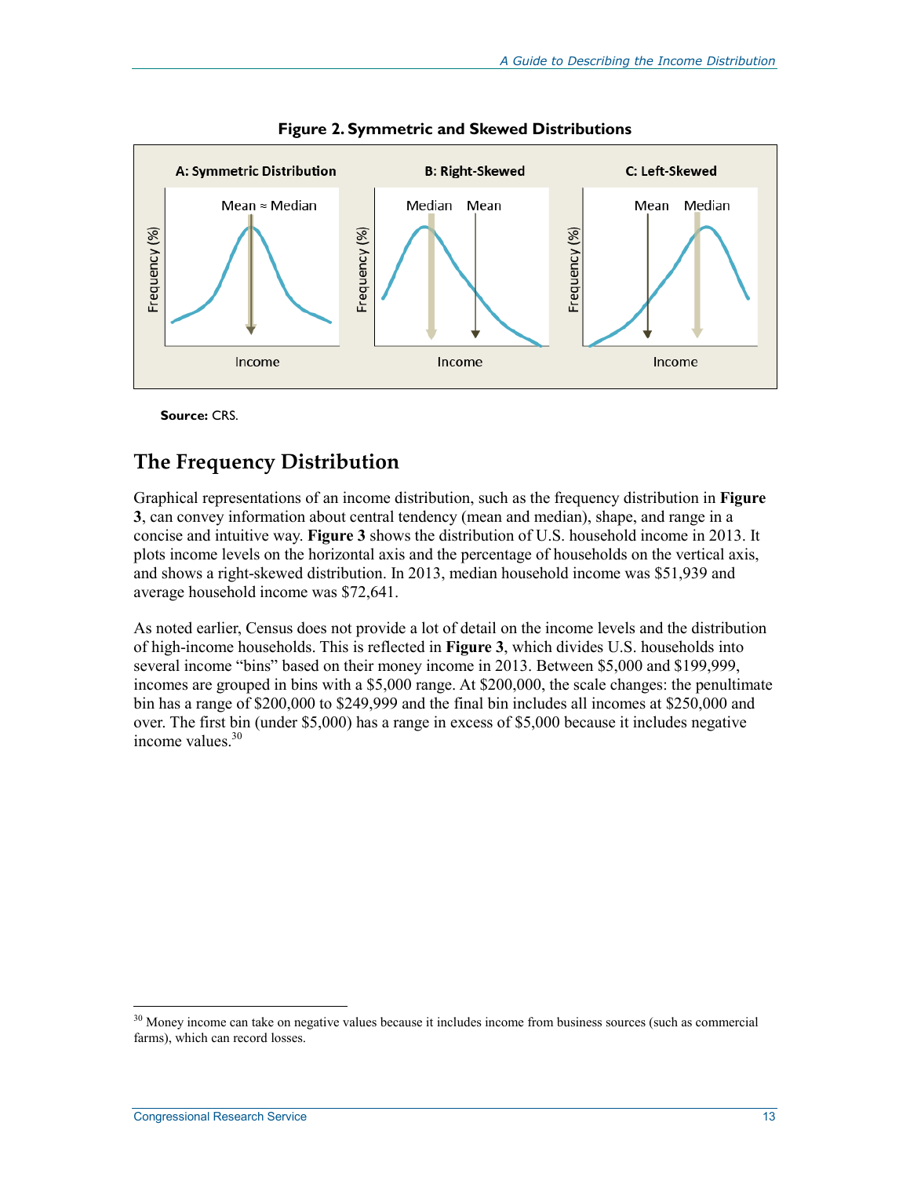**Figure 2. Symmetric and Skewed Distributions**

A: Symmetric Distribution — Mean ≈ Median

B: Right-Skewed — Median, Mean

C: Left-Skewed — Mean, Median

**Source:** CRS.

## The Frequency Distribution

Graphical representations of an income distribution, such as the frequency distribution in **Figure 3**, can convey information about central tendency (mean and median), shape, and range in a concise and intuitive way. **Figure 3** shows the distribution of U.S. household income in 2013. It plots income levels on the horizontal axis and the percentage of households on the vertical axis, and shows a right-skewed distribution. In 2013, median household income was $51,939 and average household income was $72,641.

As noted earlier, Census does not provide a lot of detail on the income levels and the distribution of high-income households. This is reflected in **Figure 3**, which divides U.S. households into several income "bins" based on their money income in 2013. Between $5,000 and $199,999, incomes are grouped in bins with a $5,000 range. At $200,000, the scale changes: the penultimate bin has a range of $200,000 to $249,999 and the final bin includes all incomes at $250,000 and over. The first bin (under $5,000) has a range in excess of $5,000 because it includes negative income values.[30]

[30] Money income can take on negative values because it includes income from business sources (such as commercial farms), which can record losses.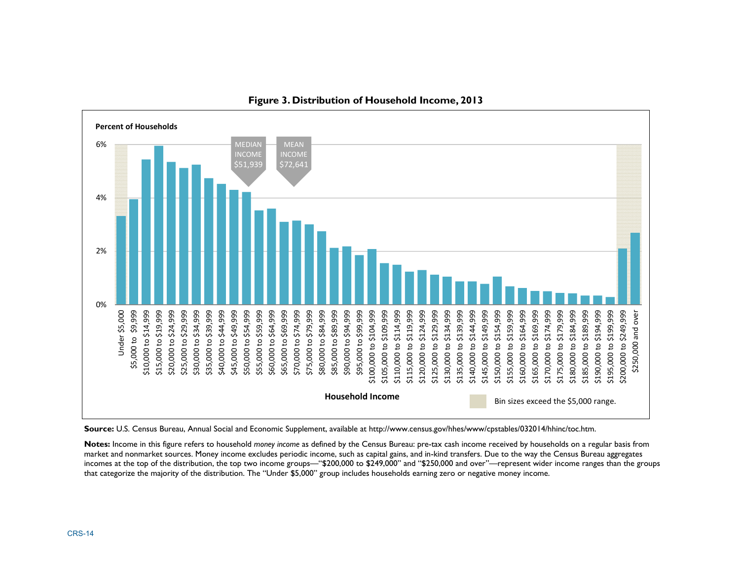**Figure 3. Distribution of Household Income, 2013**

**Source:** U.S. Census Bureau, Annual Social and Economic Supplement, available at http://www.census.gov/hhes/www/cpstables/032014/hhinc/toc.htm.

**Notes:** Income in this figure refers to household *money income* as defined by the Census Bureau: pre-tax cash income received by households on a regular basis from market and nonmarket sources. Money income excludes periodic income, such as capital gains, and in-kind transfers. Due to the way the Census Bureau aggregates incomes at the top of the distribution, the top two income groups—"$200,000 to $249,000" and "$250,000 and over"—represent wider income ranges than the groups that categorize the majority of the distribution. The "Under $5,000" group includes households earning zero or negative money income.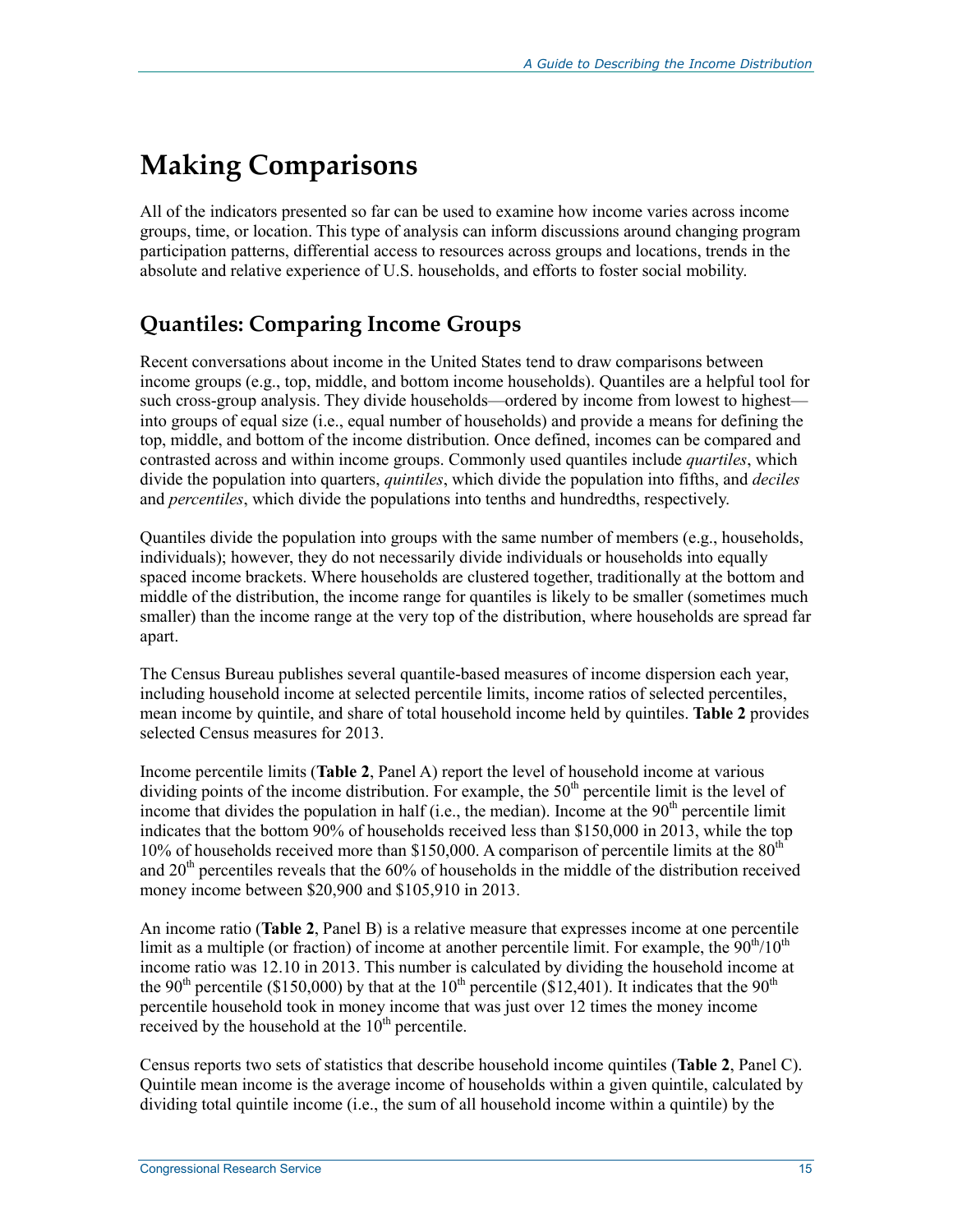# Making Comparisons

All of the indicators presented so far can be used to examine how income varies across income groups, time, or location. This type of analysis can inform discussions around changing program participation patterns, differential access to resources across groups and locations, trends in the absolute and relative experience of U.S. households, and efforts to foster social mobility.

## Quantiles: Comparing Income Groups

Recent conversations about income in the United States tend to draw comparisons between income groups (e.g., top, middle, and bottom income households). Quantiles are a helpful tool for such cross-group analysis. They divide households—ordered by income from lowest to highest—into groups of equal size (i.e., equal number of households) and provide a means for defining the top, middle, and bottom of the income distribution. Once defined, incomes can be compared and contrasted across and within income groups. Commonly used quantiles include *quartiles*, which divide the population into quarters, *quintiles*, which divide the population into fifths, and *deciles* and *percentiles*, which divide the populations into tenths and hundredths, respectively.

Quantiles divide the population into groups with the same number of members (e.g., households, individuals); however, they do not necessarily divide individuals or households into equally spaced income brackets. Where households are clustered together, traditionally at the bottom and middle of the distribution, the income range for quantiles is likely to be smaller (sometimes much smaller) than the income range at the very top of the distribution, where households are spread far apart.

The Census Bureau publishes several quantile-based measures of income dispersion each year, including household income at selected percentile limits, income ratios of selected percentiles, mean income by quintile, and share of total household income held by quintiles. **Table 2** provides selected Census measures for 2013.

Income percentile limits (**Table 2**, Panel A) report the level of household income at various dividing points of the income distribution. For example, the 50th percentile limit is the level of income that divides the population in half (i.e., the median). Income at the 90th percentile limit indicates that the bottom 90% of households received less than $150,000 in 2013, while the top 10% of households received more than $150,000. A comparison of percentile limits at the 80th and 20th percentiles reveals that the 60% of households in the middle of the distribution received money income between $20,900 and $105,910 in 2013.

An income ratio (**Table 2**, Panel B) is a relative measure that expresses income at one percentile limit as a multiple (or fraction) of income at another percentile limit. For example, the 90th/10th income ratio was 12.10 in 2013. This number is calculated by dividing the household income at the 90th percentile ($150,000) by that at the 10th percentile ($12,401). It indicates that the 90th percentile household took in money income that was just over 12 times the money income received by the household at the 10th percentile.

Census reports two sets of statistics that describe household income quintiles (**Table 2**, Panel C). Quintile mean income is the average income of households within a given quintile, calculated by dividing total quintile income (i.e., the sum of all household income within a quintile) by the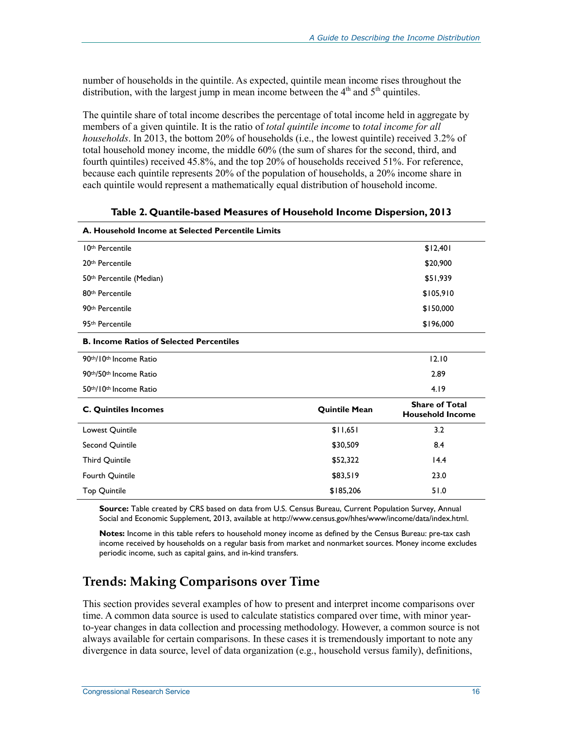number of households in the quintile. As expected, quintile mean income rises throughout the distribution, with the largest jump in mean income between the 4th and 5th quintiles.

The quintile share of total income describes the percentage of total income held in aggregate by members of a given quintile. It is the ratio of *total quintile income* to *total income for all households*. In 2013, the bottom 20% of households (i.e., the lowest quintile) received 3.2% of total household money income, the middle 60% (the sum of shares for the second, third, and fourth quintiles) received 45.8%, and the top 20% of households received 51%. For reference, because each quintile represents 20% of the population of households, a 20% income share in each quintile would represent a mathematically equal distribution of household income.

**Table 2. Quantile-based Measures of Household Income Dispersion, 2013**

| **A. Household Income at Selected Percentile Limits** | | |
|---|---|---|
| 10th Percentile | | $12,401 |
| 20th Percentile | | $20,900 |
| 50th Percentile (Median) | | $51,939 |
| 80th Percentile | | $105,910 |
| 90th Percentile | | $150,000 |
| 95th Percentile | | $196,000 |
| **B. Income Ratios of Selected Percentiles** | | |
| 90th/10th Income Ratio | | 12.10 |
| 90th/50th Income Ratio | | 2.89 |
| 50th/10th Income Ratio | | 4.19 |
| **C. Quintiles Incomes** | **Quintile Mean** | **Share of Total Household Income** |
| Lowest Quintile | $11,651 | 3.2 |
| Second Quintile | $30,509 | 8.4 |
| Third Quintile | $52,322 | 14.4 |
| Fourth Quintile | $83,519 | 23.0 |
| Top Quintile | $185,206 | 51.0 |

**Source:** Table created by CRS based on data from U.S. Census Bureau, Current Population Survey, Annual Social and Economic Supplement, 2013, available at http://www.census.gov/hhes/www/income/data/index.html.

**Notes:** Income in this table refers to household money income as defined by the Census Bureau: pre-tax cash income received by households on a regular basis from market and nonmarket sources. Money income excludes periodic income, such as capital gains, and in-kind transfers.

## Trends: Making Comparisons over Time

This section provides several examples of how to present and interpret income comparisons over time. A common data source is used to calculate statistics compared over time, with minor year-to-year changes in data collection and processing methodology. However, a common source is not always available for certain comparisons. In these cases it is tremendously important to note any divergence in data source, level of data organization (e.g., household versus family), definitions,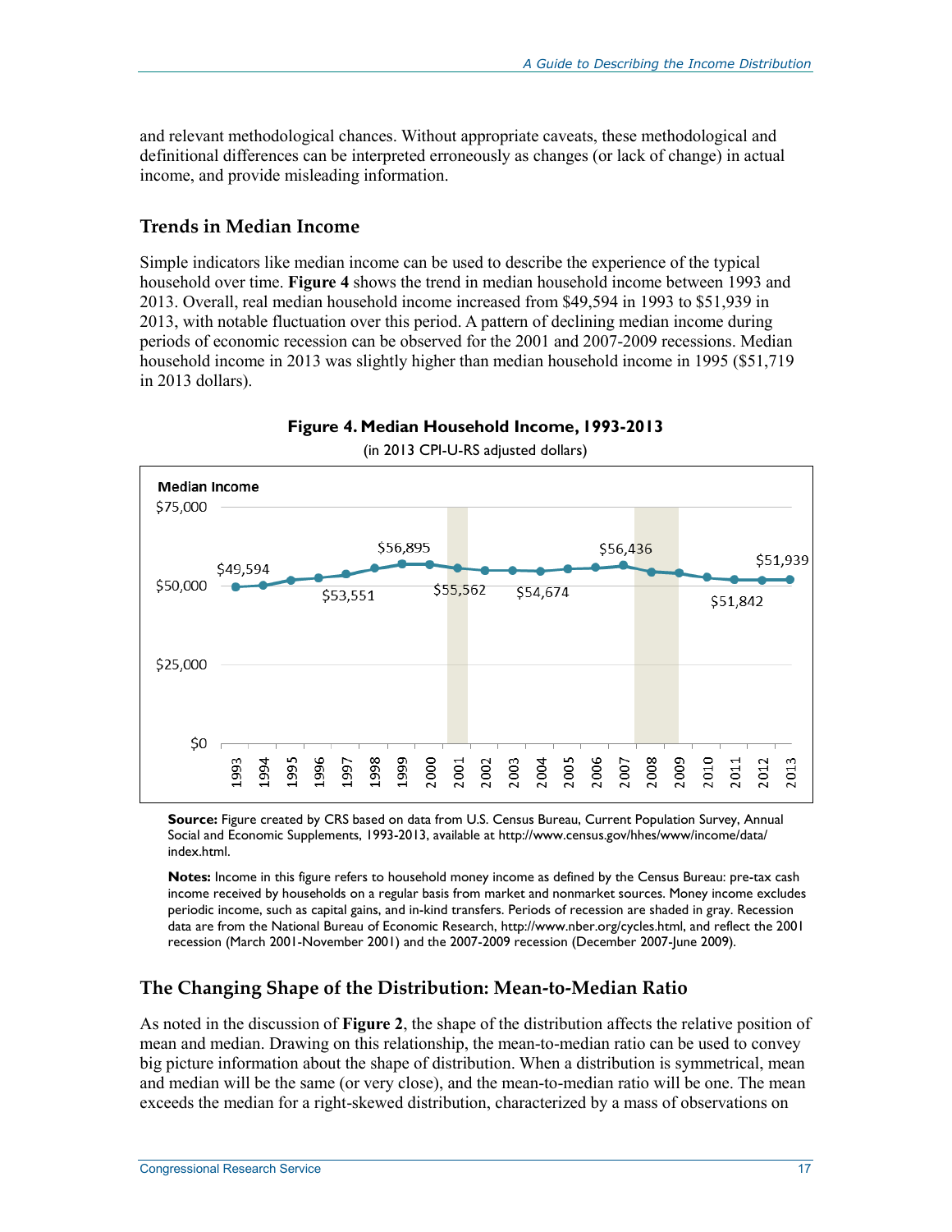and relevant methodological chances. Without appropriate caveats, these methodological and definitional differences can be interpreted erroneously as changes (or lack of change) in actual income, and provide misleading information.

### Trends in Median Income

Simple indicators like median income can be used to describe the experience of the typical household over time. **Figure 4** shows the trend in median household income between 1993 and 2013. Overall, real median household income increased from $49,594 in 1993 to $51,939 in 2013, with notable fluctuation over this period. A pattern of declining median income during periods of economic recession can be observed for the 2001 and 2007-2009 recessions. Median household income in 2013 was slightly higher than median household income in 1995 ($51,719 in 2013 dollars).

**Figure 4. Median Household Income, 1993-2013**

(in 2013 CPI-U-RS adjusted dollars)

**Source:** Figure created by CRS based on data from U.S. Census Bureau, Current Population Survey, Annual Social and Economic Supplements, 1993-2013, available at http://www.census.gov/hhes/www/income/data/index.html.

**Notes:** Income in this figure refers to household money income as defined by the Census Bureau: pre-tax cash income received by households on a regular basis from market and nonmarket sources. Money income excludes periodic income, such as capital gains, and in-kind transfers. Periods of recession are shaded in gray. Recession data are from the National Bureau of Economic Research, http://www.nber.org/cycles.html, and reflect the 2001 recession (March 2001-November 2001) and the 2007-2009 recession (December 2007-June 2009).

### The Changing Shape of the Distribution: Mean-to-Median Ratio

As noted in the discussion of **Figure 2**, the shape of the distribution affects the relative position of mean and median. Drawing on this relationship, the mean-to-median ratio can be used to convey big picture information about the shape of distribution. When a distribution is symmetrical, mean and median will be the same (or very close), and the mean-to-median ratio will be one. The mean exceeds the median for a right-skewed distribution, characterized by a mass of observations on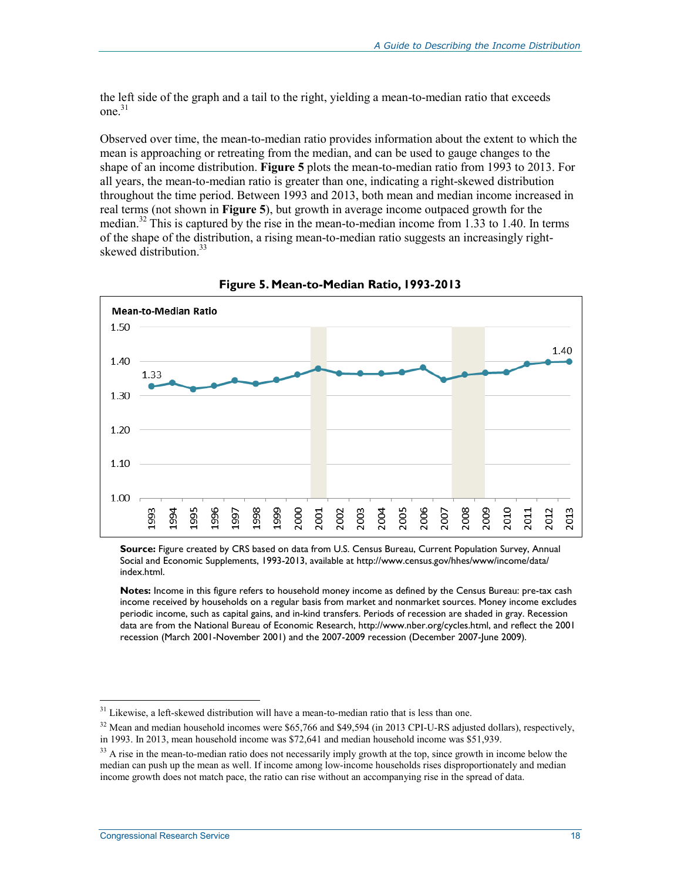the left side of the graph and a tail to the right, yielding a mean-to-median ratio that exceeds one.[31]

Observed over time, the mean-to-median ratio provides information about the extent to which the mean is approaching or retreating from the median, and can be used to gauge changes to the shape of an income distribution. **Figure 5** plots the mean-to-median ratio from 1993 to 2013. For all years, the mean-to-median ratio is greater than one, indicating a right-skewed distribution throughout the time period. Between 1993 and 2013, both mean and median income increased in real terms (not shown in **Figure 5**), but growth in average income outpaced growth for the median.[32] This is captured by the rise in the mean-to-median income from 1.33 to 1.40. In terms of the shape of the distribution, a rising mean-to-median ratio suggests an increasingly right-skewed distribution.[33]

**Figure 5. Mean-to-Median Ratio, 1993-2013**

**Source:** Figure created by CRS based on data from U.S. Census Bureau, Current Population Survey, Annual Social and Economic Supplements, 1993-2013, available at http://www.census.gov/hhes/www/income/data/index.html.

**Notes:** Income in this figure refers to household money income as defined by the Census Bureau: pre-tax cash income received by households on a regular basis from market and nonmarket sources. Money income excludes periodic income, such as capital gains, and in-kind transfers. Periods of recession are shaded in gray. Recession data are from the National Bureau of Economic Research, http://www.nber.org/cycles.html, and reflect the 2001 recession (March 2001-November 2001) and the 2007-2009 recession (December 2007-June 2009).

---

[31] Likewise, a left-skewed distribution will have a mean-to-median ratio that is less than one.

[32] Mean and median household incomes were $65,766 and $49,594 (in 2013 CPI-U-RS adjusted dollars), respectively, in 1993. In 2013, mean household income was $72,641 and median household income was $51,939.

[33] A rise in the mean-to-median ratio does not necessarily imply growth at the top, since growth in income below the median can push up the mean as well. If income among low-income households rises disproportionately and median income growth does not match pace, the ratio can rise without an accompanying rise in the spread of data.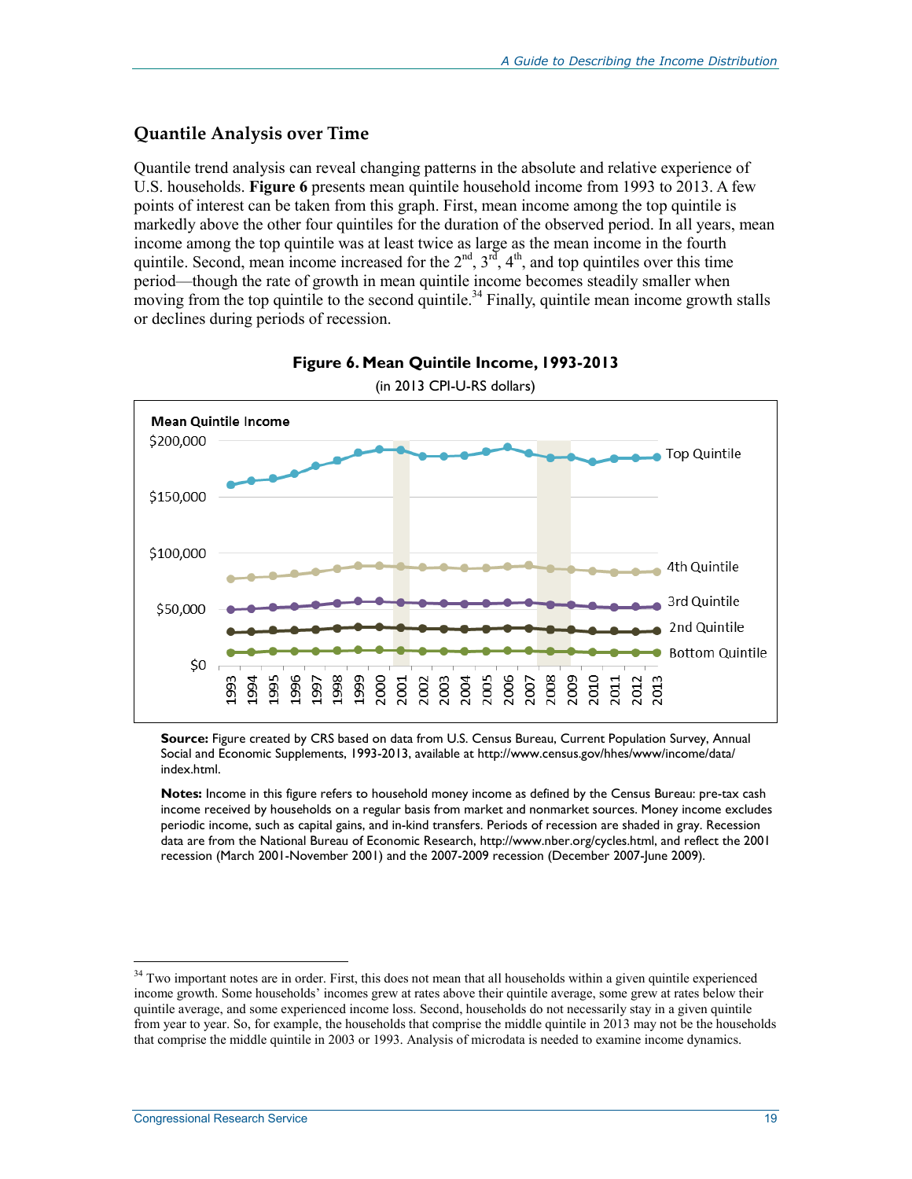## Quantile Analysis over Time

Quantile trend analysis can reveal changing patterns in the absolute and relative experience of U.S. households. **Figure 6** presents mean quintile household income from 1993 to 2013. A few points of interest can be taken from this graph. First, mean income among the top quintile is markedly above the other four quintiles for the duration of the observed period. In all years, mean income among the top quintile was at least twice as large as the mean income in the fourth quintile. Second, mean income increased for the 2nd, 3rd, 4th, and top quintiles over this time period—though the rate of growth in mean quintile income becomes steadily smaller when moving from the top quintile to the second quintile.[34] Finally, quintile mean income growth stalls or declines during periods of recession.

**Figure 6. Mean Quintile Income, 1993-2013**

(in 2013 CPI-U-RS dollars)

**Source:** Figure created by CRS based on data from U.S. Census Bureau, Current Population Survey, Annual Social and Economic Supplements, 1993-2013, available at http://www.census.gov/hhes/www/income/data/index.html.

**Notes:** Income in this figure refers to household money income as defined by the Census Bureau: pre-tax cash income received by households on a regular basis from market and nonmarket sources. Money income excludes periodic income, such as capital gains, and in-kind transfers. Periods of recession are shaded in gray. Recession data are from the National Bureau of Economic Research, http://www.nber.org/cycles.html, and reflect the 2001 recession (March 2001-November 2001) and the 2007-2009 recession (December 2007-June 2009).

[34] Two important notes are in order. First, this does not mean that all households within a given quintile experienced income growth. Some households' incomes grew at rates above their quintile average, some grew at rates below their quintile average, and some experienced income loss. Second, households do not necessarily stay in a given quintile from year to year. So, for example, the households that comprise the middle quintile in 2013 may not be the households that comprise the middle quintile in 2003 or 1993. Analysis of microdata is needed to examine income dynamics.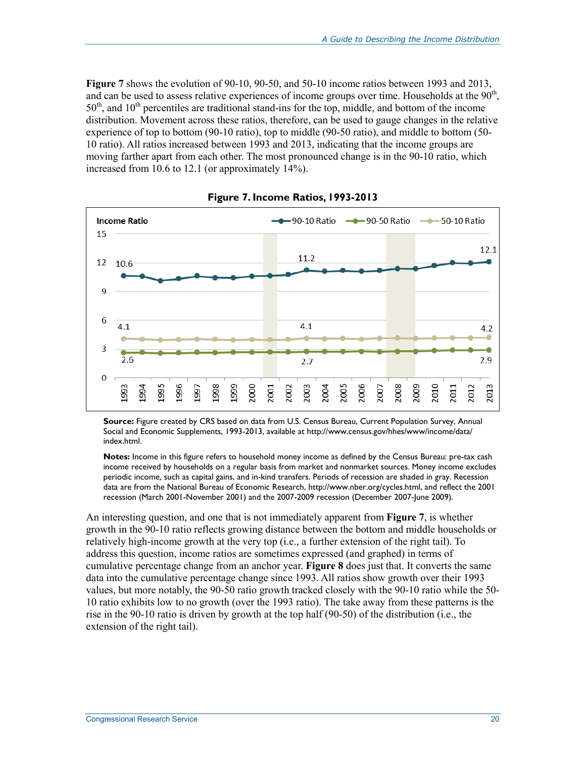**Figure 7** shows the evolution of 90-10, 90-50, and 50-10 income ratios between 1993 and 2013, and can be used to assess relative experiences of income groups over time. Households at the 90th, 50th, and 10th percentiles are traditional stand-ins for the top, middle, and bottom of the income distribution. Movement across these ratios, therefore, can be used to gauge changes in the relative experience of top to bottom (90-10 ratio), top to middle (90-50 ratio), and middle to bottom (50-10 ratio). All ratios increased between 1993 and 2013, indicating that the income groups are moving farther apart from each other. The most pronounced change is in the 90-10 ratio, which increased from 10.6 to 12.1 (or approximately 14%).

**Figure 7. Income Ratios, 1993-2013**

**Source:** Figure created by CRS based on data from U.S. Census Bureau, Current Population Survey, Annual Social and Economic Supplements, 1993-2013, available at http://www.census.gov/hhes/www/income/data/index.html.

**Notes:** Income in this figure refers to household money income as defined by the Census Bureau: pre-tax cash income received by households on a regular basis from market and nonmarket sources. Money income excludes periodic income, such as capital gains, and in-kind transfers. Periods of recession are shaded in gray. Recession data are from the National Bureau of Economic Research, http://www.nber.org/cycles.html, and reflect the 2001 recession (March 2001-November 2001) and the 2007-2009 recession (December 2007-June 2009).

An interesting question, and one that is not immediately apparent from **Figure 7**, is whether growth in the 90-10 ratio reflects growing distance between the bottom and middle households or relatively high-income growth at the very top (i.e., a further extension of the right tail). To address this question, income ratios are sometimes expressed (and graphed) in terms of cumulative percentage change from an anchor year. **Figure 8** does just that. It converts the same data into the cumulative percentage change since 1993. All ratios show growth over their 1993 values, but more notably, the 90-50 ratio growth tracked closely with the 90-10 ratio while the 50-10 ratio exhibits low to no growth (over the 1993 ratio). The take away from these patterns is the rise in the 90-10 ratio is driven by growth at the top half (90-50) of the distribution (i.e., the extension of the right tail).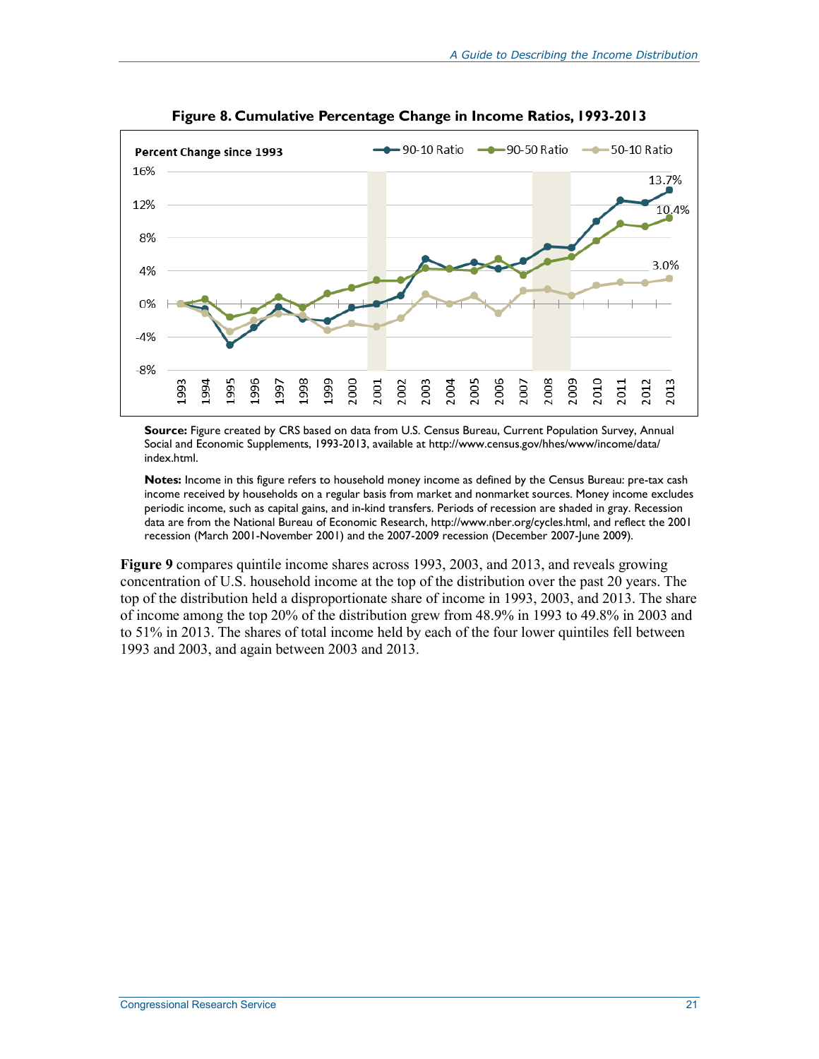**Figure 8. Cumulative Percentage Change in Income Ratios, 1993-2013**

**Source:** Figure created by CRS based on data from U.S. Census Bureau, Current Population Survey, Annual Social and Economic Supplements, 1993-2013, available at http://www.census.gov/hhes/www/income/data/index.html.

**Notes:** Income in this figure refers to household money income as defined by the Census Bureau: pre-tax cash income received by households on a regular basis from market and nonmarket sources. Money income excludes periodic income, such as capital gains, and in-kind transfers. Periods of recession are shaded in gray. Recession data are from the National Bureau of Economic Research, http://www.nber.org/cycles.html, and reflect the 2001 recession (March 2001-November 2001) and the 2007-2009 recession (December 2007-June 2009).

**Figure 9** compares quintile income shares across 1993, 2003, and 2013, and reveals growing concentration of U.S. household income at the top of the distribution over the past 20 years. The top of the distribution held a disproportionate share of income in 1993, 2003, and 2013. The share of income among the top 20% of the distribution grew from 48.9% in 1993 to 49.8% in 2003 and to 51% in 2013. The shares of total income held by each of the four lower quintiles fell between 1993 and 2003, and again between 2003 and 2013.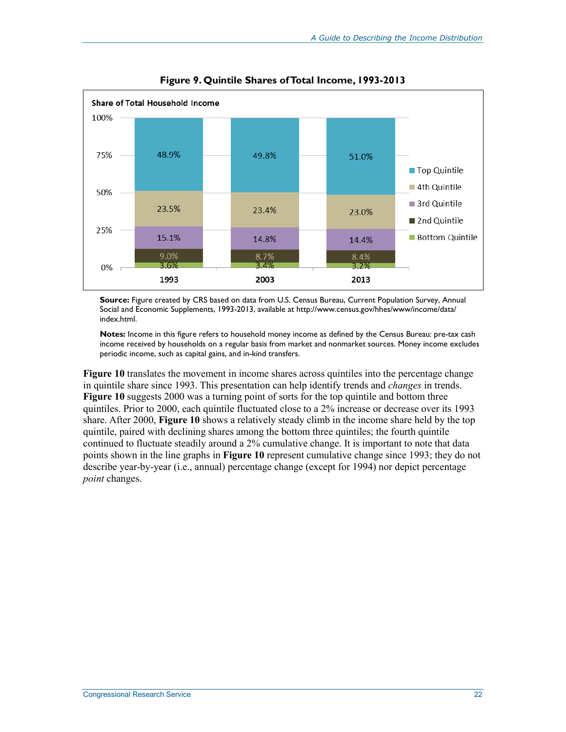**Figure 9. Quintile Shares of Total Income, 1993-2013**

| Share of Total Household Income | 1993 | 2003 | 2013 |
|---|---|---|---|
| Top Quintile | 48.9% | 49.8% | 51.0% |
| 4th Quintile | 23.5% | 23.4% | 23.0% |
| 3rd Quintile | 15.1% | 14.8% | 14.4% |
| 2nd Quintile | 9.0% | 8.7% | 8.4% |
| Bottom Quintile | 3.6% | 3.4% | 3.2% |

**Source:** Figure created by CRS based on data from U.S. Census Bureau, Current Population Survey, Annual Social and Economic Supplements, 1993-2013, available at http://www.census.gov/hhes/www/income/data/index.html.

**Notes:** Income in this figure refers to household money income as defined by the Census Bureau: pre-tax cash income received by households on a regular basis from market and nonmarket sources. Money income excludes periodic income, such as capital gains, and in-kind transfers.

**Figure 10** translates the movement in income shares across quintiles into the percentage change in quintile share since 1993. This presentation can help identify trends and *changes* in trends. **Figure 10** suggests 2000 was a turning point of sorts for the top quintile and bottom three quintiles. Prior to 2000, each quintile fluctuated close to a 2% increase or decrease over its 1993 share. After 2000, **Figure 10** shows a relatively steady climb in the income share held by the top quintile, paired with declining shares among the bottom three quintiles; the fourth quintile continued to fluctuate steadily around a 2% cumulative change. It is important to note that data points shown in the line graphs in **Figure 10** represent cumulative change since 1993; they do not describe year-by-year (i.e., annual) percentage change (except for 1994) nor depict percentage *point* changes.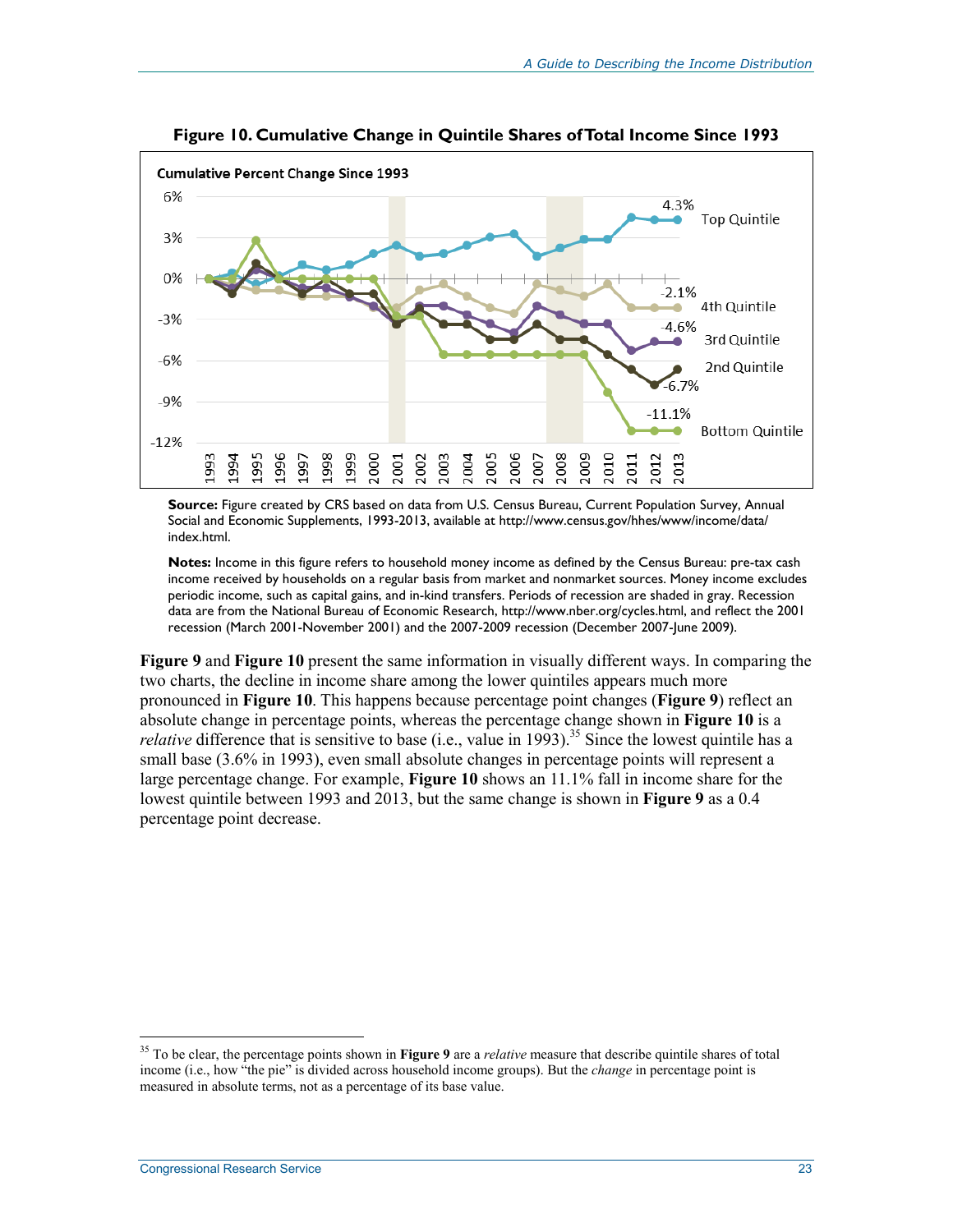**Figure 10. Cumulative Change in Quintile Shares of Total Income Since 1993**

**Source:** Figure created by CRS based on data from U.S. Census Bureau, Current Population Survey, Annual Social and Economic Supplements, 1993-2013, available at http://www.census.gov/hhes/www/income/data/index.html.

**Notes:** Income in this figure refers to household money income as defined by the Census Bureau: pre-tax cash income received by households on a regular basis from market and nonmarket sources. Money income excludes periodic income, such as capital gains, and in-kind transfers. Periods of recession are shaded in gray. Recession data are from the National Bureau of Economic Research, http://www.nber.org/cycles.html, and reflect the 2001 recession (March 2001-November 2001) and the 2007-2009 recession (December 2007-June 2009).

**Figure 9** and **Figure 10** present the same information in visually different ways. In comparing the two charts, the decline in income share among the lower quintiles appears much more pronounced in **Figure 10**. This happens because percentage point changes (**Figure 9**) reflect an absolute change in percentage points, whereas the percentage change shown in **Figure 10** is a *relative* difference that is sensitive to base (i.e., value in 1993).[35] Since the lowest quintile has a small base (3.6% in 1993), even small absolute changes in percentage points will represent a large percentage change. For example, **Figure 10** shows an 11.1% fall in income share for the lowest quintile between 1993 and 2013, but the same change is shown in **Figure 9** as a 0.4 percentage point decrease.

[35] To be clear, the percentage points shown in **Figure 9** are a *relative* measure that describe quintile shares of total income (i.e., how "the pie" is divided across household income groups). But the *change* in percentage point is measured in absolute terms, not as a percentage of its base value.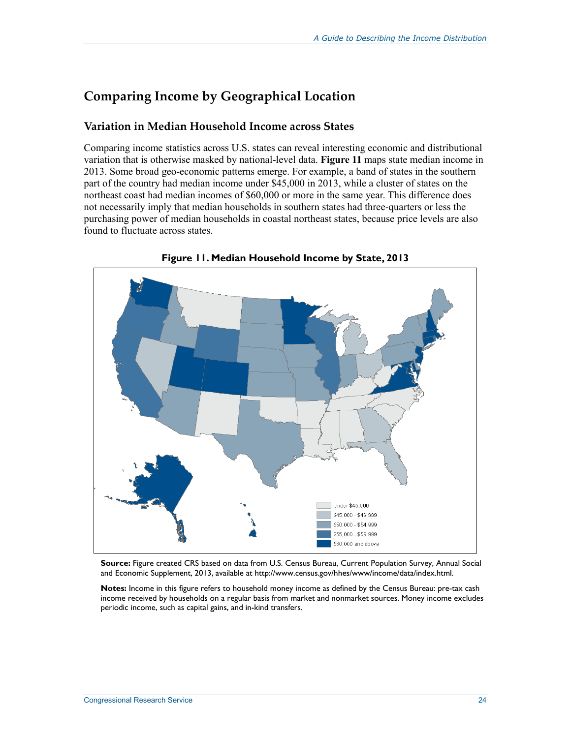## Comparing Income by Geographical Location

### Variation in Median Household Income across States

Comparing income statistics across U.S. states can reveal interesting economic and distributional variation that is otherwise masked by national-level data. **Figure 11** maps state median income in 2013. Some broad geo-economic patterns emerge. For example, a band of states in the southern part of the country had median income under $45,000 in 2013, while a cluster of states on the northeast coast had median incomes of $60,000 or more in the same year. This difference does not necessarily imply that median households in southern states had three-quarters or less the purchasing power of median households in coastal northeast states, because price levels are also found to fluctuate across states.

**Figure 11. Median Household Income by State, 2013**

Under $45,000
$45,000 - $49,999
$50,000 - $54,999
$55,000 - $59,999
$60,000 and above

**Source:** Figure created CRS based on data from U.S. Census Bureau, Current Population Survey, Annual Social and Economic Supplement, 2013, available at http://www.census.gov/hhes/www/income/data/index.html.

**Notes:** Income in this figure refers to household money income as defined by the Census Bureau: pre-tax cash income received by households on a regular basis from market and nonmarket sources. Money income excludes periodic income, such as capital gains, and in-kind transfers.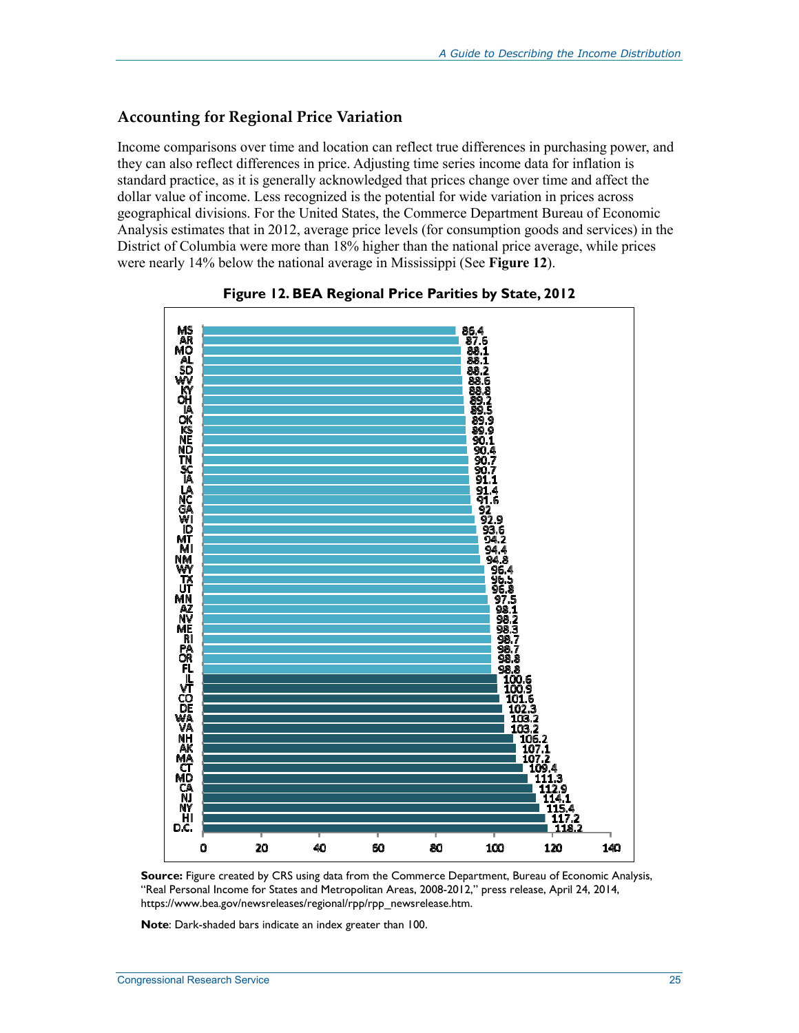## Accounting for Regional Price Variation

Income comparisons over time and location can reflect true differences in purchasing power, and they can also reflect differences in price. Adjusting time series income data for inflation is standard practice, as it is generally acknowledged that prices change over time and affect the dollar value of income. Less recognized is the potential for wide variation in prices across geographical divisions. For the United States, the Commerce Department Bureau of Economic Analysis estimates that in 2012, average price levels (for consumption goods and services) in the District of Columbia were more than 18% higher than the national price average, while prices were nearly 14% below the national average in Mississippi (See **Figure 12**).

**Figure 12. BEA Regional Price Parities by State, 2012**

| State | Index |
|---|---|
| MS | 86.4 |
| AR | 87.6 |
| MO | 88.1 |
| AL | 88.1 |
| SD | 88.2 |
| WV | 88.6 |
| KY | 88.8 |
| OH | 89.2 |
| IA | 89.5 |
| OK | 89.9 |
| KS | 89.9 |
| NE | 90.1 |
| ND | 90.4 |
| TN | 90.7 |
| SC | 90.7 |
| IA | 91.1 |
| LA | 91.4 |
| NC | 91.6 |
| GA | 92 |
| WI | 92.9 |
| ID | 93.6 |
| MT | 94.2 |
| MI | 94.4 |
| NM | 94.8 |
| WY | 96.4 |
| TX | 96.5 |
| UT | 96.8 |
| MN | 97.5 |
| AZ | 98.1 |
| NV | 98.2 |
| ME | 98.3 |
| RI | 98.7 |
| PA | 98.7 |
| OR | 98.8 |
| FL | 98.8 |
| IL | 100.6 |
| VT | 100.9 |
| CO | 101.6 |
| DE | 102.3 |
| WA | 103.2 |
| VA | 103.2 |
| NH | 106.2 |
| AK | 107.1 |
| MA | 107.2 |
| CT | 109.4 |
| MD | 111.3 |
| CA | 112.9 |
| NJ | 114.1 |
| NY | 115.4 |
| HI | 117.2 |
| D.C. | 118.2 |

**Source:** Figure created by CRS using data from the Commerce Department, Bureau of Economic Analysis, "Real Personal Income for States and Metropolitan Areas, 2008-2012," press release, April 24, 2014, https://www.bea.gov/newsreleases/regional/rpp/rpp_newsrelease.htm.

**Note**: Dark-shaded bars indicate an index greater than 100.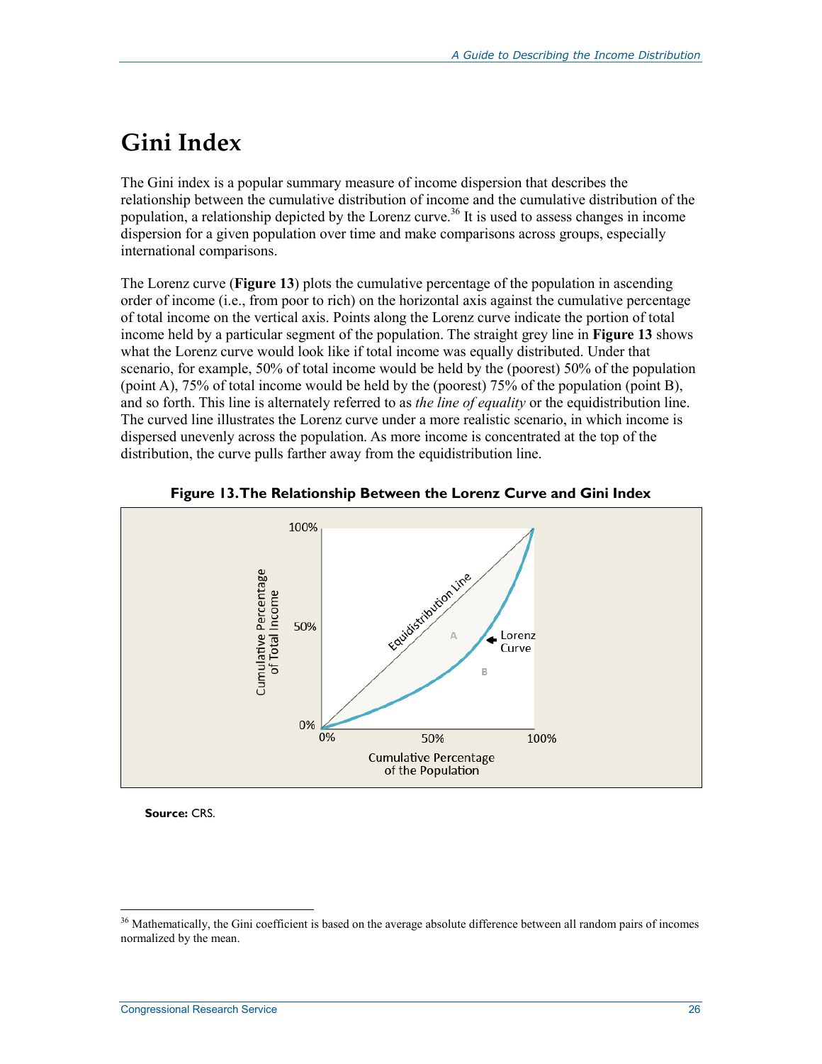# Gini Index

The Gini index is a popular summary measure of income dispersion that describes the relationship between the cumulative distribution of income and the cumulative distribution of the population, a relationship depicted by the Lorenz curve.[36] It is used to assess changes in income dispersion for a given population over time and make comparisons across groups, especially international comparisons.

The Lorenz curve (**Figure 13**) plots the cumulative percentage of the population in ascending order of income (i.e., from poor to rich) on the horizontal axis against the cumulative percentage of total income on the vertical axis. Points along the Lorenz curve indicate the portion of total income held by a particular segment of the population. The straight grey line in **Figure 13** shows what the Lorenz curve would look like if total income was equally distributed. Under that scenario, for example, 50% of total income would be held by the (poorest) 50% of the population (point A), 75% of total income would be held by the (poorest) 75% of the population (point B), and so forth. This line is alternately referred to as *the line of equality* or the equidistribution line. The curved line illustrates the Lorenz curve under a more realistic scenario, in which income is dispersed unevenly across the population. As more income is concentrated at the top of the distribution, the curve pulls farther away from the equidistribution line.

**Figure 13. The Relationship Between the Lorenz Curve and Gini Index**

**Source:** CRS.

[36] Mathematically, the Gini coefficient is based on the average absolute difference between all random pairs of incomes normalized by the mean.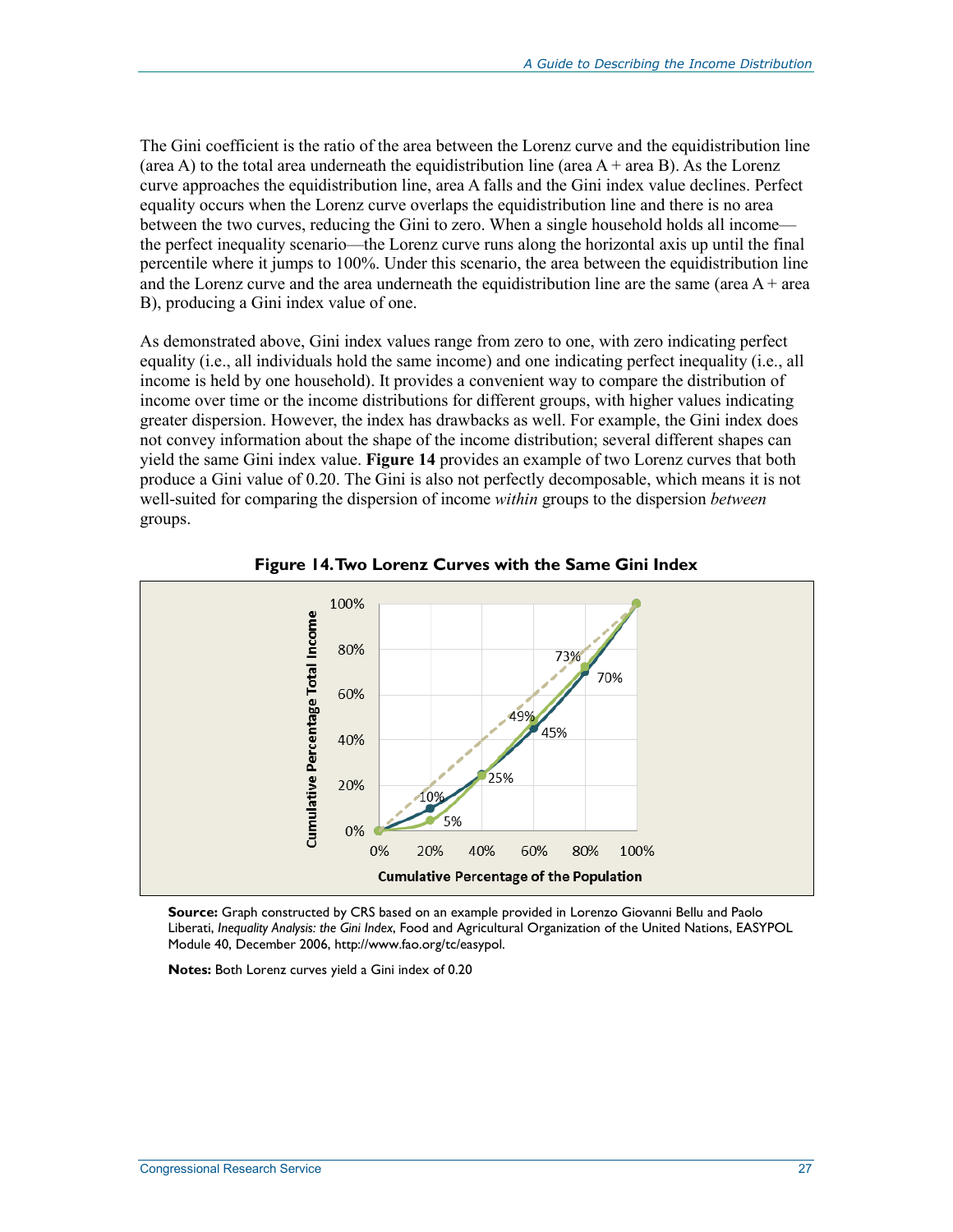The Gini coefficient is the ratio of the area between the Lorenz curve and the equidistribution line (area A) to the total area underneath the equidistribution line (area A + area B). As the Lorenz curve approaches the equidistribution line, area A falls and the Gini index value declines. Perfect equality occurs when the Lorenz curve overlaps the equidistribution line and there is no area between the two curves, reducing the Gini to zero. When a single household holds all income—the perfect inequality scenario—the Lorenz curve runs along the horizontal axis up until the final percentile where it jumps to 100%. Under this scenario, the area between the equidistribution line and the Lorenz curve and the area underneath the equidistribution line are the same (area A + area B), producing a Gini index value of one.

As demonstrated above, Gini index values range from zero to one, with zero indicating perfect equality (i.e., all individuals hold the same income) and one indicating perfect inequality (i.e., all income is held by one household). It provides a convenient way to compare the distribution of income over time or the income distributions for different groups, with higher values indicating greater dispersion. However, the index has drawbacks as well. For example, the Gini index does not convey information about the shape of the income distribution; several different shapes can yield the same Gini index value. **Figure 14** provides an example of two Lorenz curves that both produce a Gini value of 0.20. The Gini is also not perfectly decomposable, which means it is not well-suited for comparing the dispersion of income *within* groups to the dispersion *between* groups.

**Figure 14. Two Lorenz Curves with the Same Gini Index**

**Source:** Graph constructed by CRS based on an example provided in Lorenzo Giovanni Bellu and Paolo Liberati, *Inequality Analysis: the Gini Index*, Food and Agricultural Organization of the United Nations, EASYPOL Module 40, December 2006, http://www.fao.org/tc/easypol.

**Notes:** Both Lorenz curves yield a Gini index of 0.20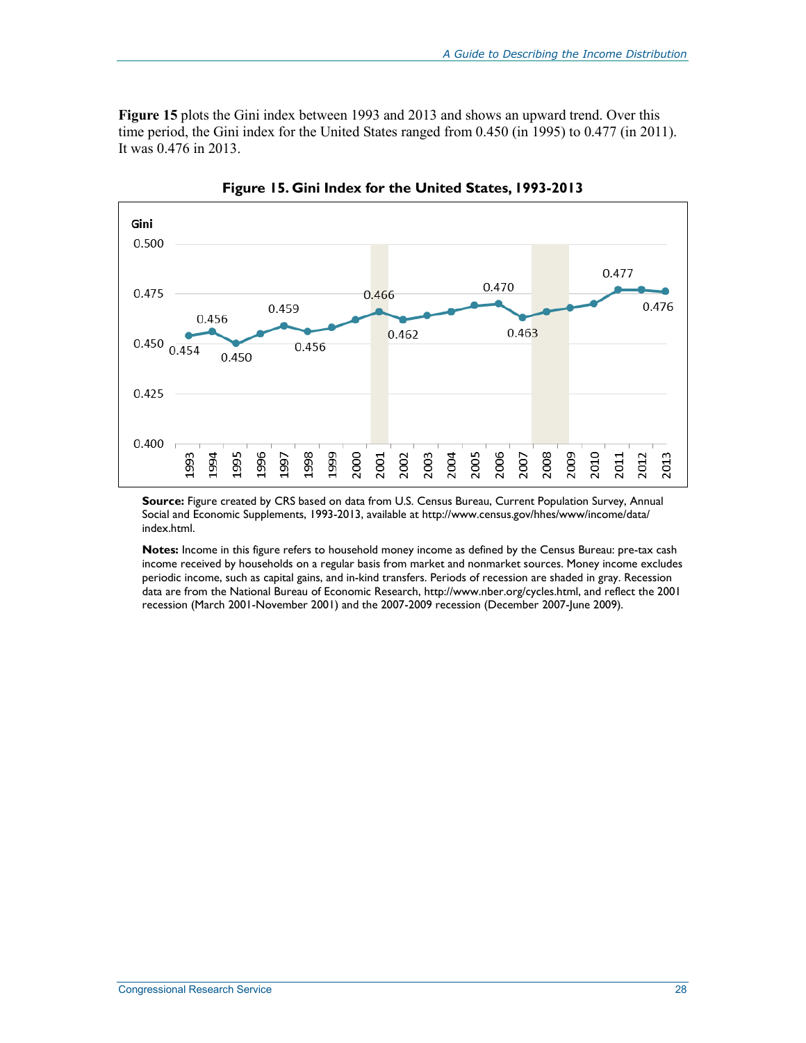**Figure 15** plots the Gini index between 1993 and 2013 and shows an upward trend. Over this time period, the Gini index for the United States ranged from 0.450 (in 1995) to 0.477 (in 2011). It was 0.476 in 2013.

**Figure 15. Gini Index for the United States, 1993-2013**

**Source:** Figure created by CRS based on data from U.S. Census Bureau, Current Population Survey, Annual Social and Economic Supplements, 1993-2013, available at http://www.census.gov/hhes/www/income/data/index.html.

**Notes:** Income in this figure refers to household money income as defined by the Census Bureau: pre-tax cash income received by households on a regular basis from market and nonmarket sources. Money income excludes periodic income, such as capital gains, and in-kind transfers. Periods of recession are shaded in gray. Recession data are from the National Bureau of Economic Research, http://www.nber.org/cycles.html, and reflect the 2001 recession (March 2001-November 2001) and the 2007-2009 recession (December 2007-June 2009).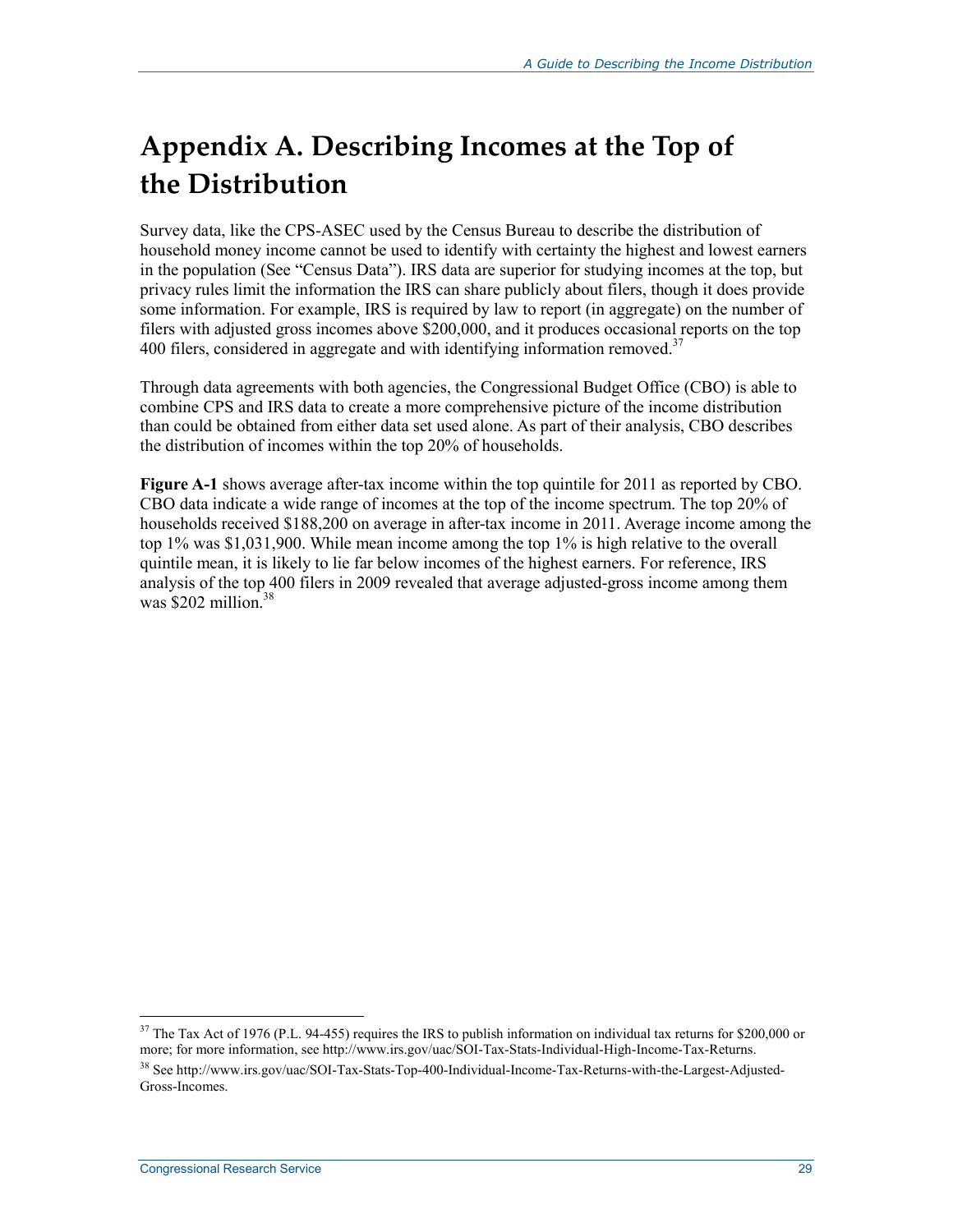# Appendix A. Describing Incomes at the Top of the Distribution

Survey data, like the CPS-ASEC used by the Census Bureau to describe the distribution of household money income cannot be used to identify with certainty the highest and lowest earners in the population (See "Census Data"). IRS data are superior for studying incomes at the top, but privacy rules limit the information the IRS can share publicly about filers, though it does provide some information. For example, IRS is required by law to report (in aggregate) on the number of filers with adjusted gross incomes above $200,000, and it produces occasional reports on the top 400 filers, considered in aggregate and with identifying information removed.[37]

Through data agreements with both agencies, the Congressional Budget Office (CBO) is able to combine CPS and IRS data to create a more comprehensive picture of the income distribution than could be obtained from either data set used alone. As part of their analysis, CBO describes the distribution of incomes within the top 20% of households.

**Figure A-1** shows average after-tax income within the top quintile for 2011 as reported by CBO. CBO data indicate a wide range of incomes at the top of the income spectrum. The top 20% of households received $188,200 on average in after-tax income in 2011. Average income among the top 1% was $1,031,900. While mean income among the top 1% is high relative to the overall quintile mean, it is likely to lie far below incomes of the highest earners. For reference, IRS analysis of the top 400 filers in 2009 revealed that average adjusted-gross income among them was $202 million.[38]

---

[37] The Tax Act of 1976 (P.L. 94-455) requires the IRS to publish information on individual tax returns for $200,000 or more; for more information, see http://www.irs.gov/uac/SOI-Tax-Stats-Individual-High-Income-Tax-Returns.

[38] See http://www.irs.gov/uac/SOI-Tax-Stats-Top-400-Individual-Income-Tax-Returns-with-the-Largest-Adjusted-Gross-Incomes.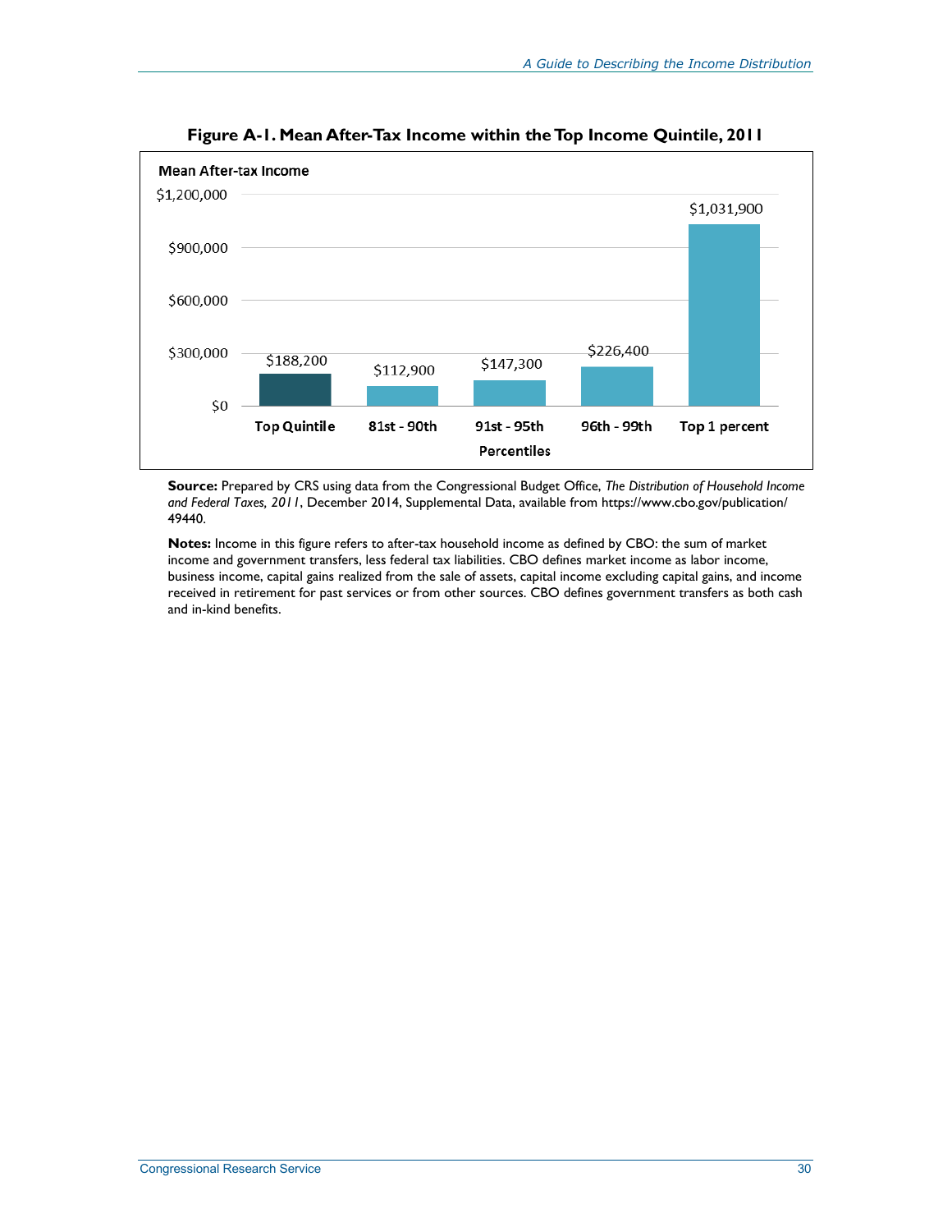**Figure A-1. Mean After-Tax Income within the Top Income Quintile, 2011**

| Percentiles | Mean After-tax Income |
| --- | --- |
| Top Quintile | $188,200 |
| 81st - 90th | $112,900 |
| 91st - 95th | $147,300 |
| 96th - 99th | $226,400 |
| Top 1 percent | $1,031,900 |

**Source:** Prepared by CRS using data from the Congressional Budget Office, *The Distribution of Household Income and Federal Taxes, 2011*, December 2014, Supplemental Data, available from https://www.cbo.gov/publication/49440.

**Notes:** Income in this figure refers to after-tax household income as defined by CBO: the sum of market income and government transfers, less federal tax liabilities. CBO defines market income as labor income, business income, capital gains realized from the sale of assets, capital income excluding capital gains, and income received in retirement for past services or from other sources. CBO defines government transfers as both cash and in-kind benefits.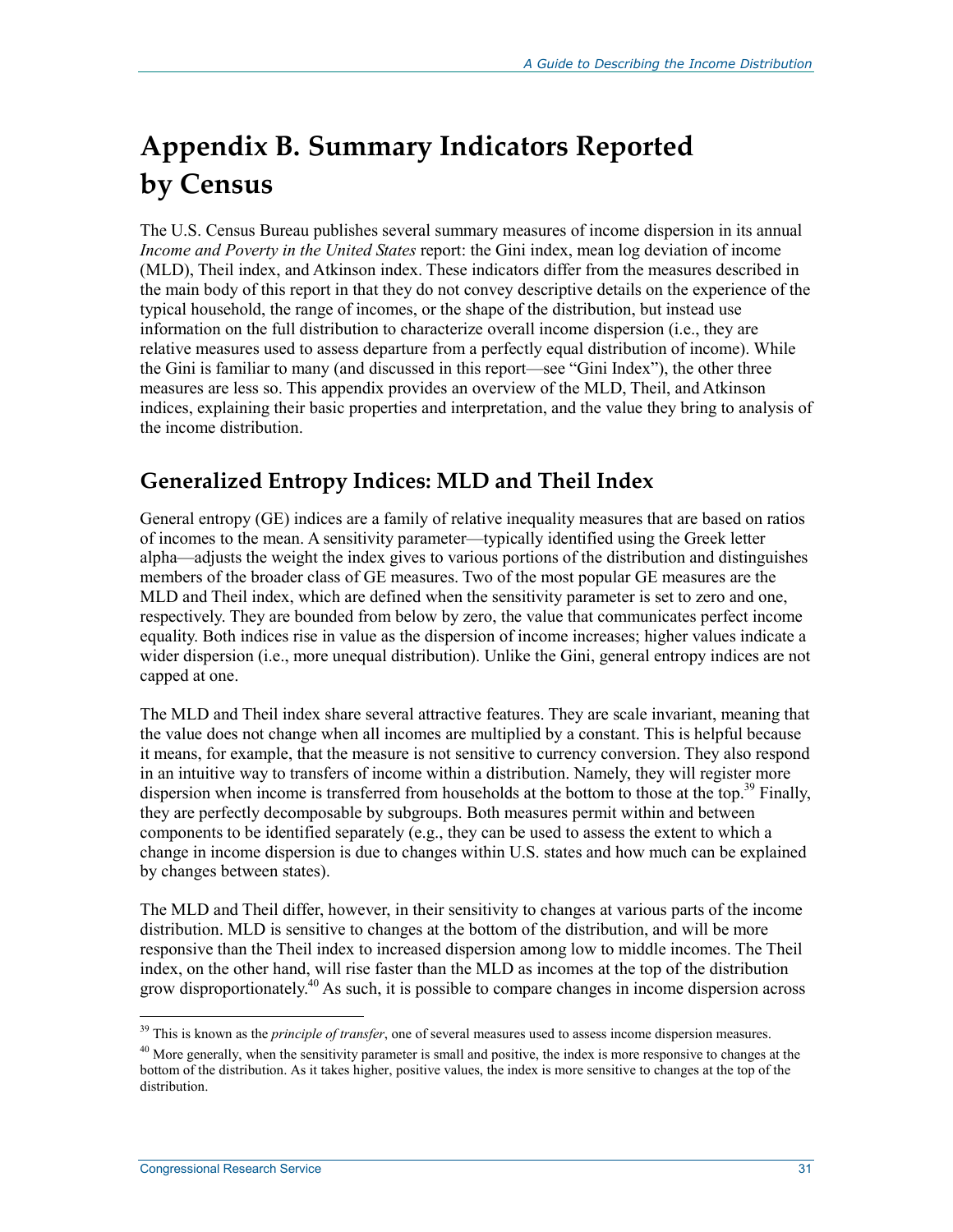# Appendix B. Summary Indicators Reported by Census

The U.S. Census Bureau publishes several summary measures of income dispersion in its annual *Income and Poverty in the United States* report: the Gini index, mean log deviation of income (MLD), Theil index, and Atkinson index. These indicators differ from the measures described in the main body of this report in that they do not convey descriptive details on the experience of the typical household, the range of incomes, or the shape of the distribution, but instead use information on the full distribution to characterize overall income dispersion (i.e., they are relative measures used to assess departure from a perfectly equal distribution of income). While the Gini is familiar to many (and discussed in this report—see "Gini Index"), the other three measures are less so. This appendix provides an overview of the MLD, Theil, and Atkinson indices, explaining their basic properties and interpretation, and the value they bring to analysis of the income distribution.

## Generalized Entropy Indices: MLD and Theil Index

General entropy (GE) indices are a family of relative inequality measures that are based on ratios of incomes to the mean. A sensitivity parameter—typically identified using the Greek letter alpha—adjusts the weight the index gives to various portions of the distribution and distinguishes members of the broader class of GE measures. Two of the most popular GE measures are the MLD and Theil index, which are defined when the sensitivity parameter is set to zero and one, respectively. They are bounded from below by zero, the value that communicates perfect income equality. Both indices rise in value as the dispersion of income increases; higher values indicate a wider dispersion (i.e., more unequal distribution). Unlike the Gini, general entropy indices are not capped at one.

The MLD and Theil index share several attractive features. They are scale invariant, meaning that the value does not change when all incomes are multiplied by a constant. This is helpful because it means, for example, that the measure is not sensitive to currency conversion. They also respond in an intuitive way to transfers of income within a distribution. Namely, they will register more dispersion when income is transferred from households at the bottom to those at the top.[39] Finally, they are perfectly decomposable by subgroups. Both measures permit within and between components to be identified separately (e.g., they can be used to assess the extent to which a change in income dispersion is due to changes within U.S. states and how much can be explained by changes between states).

The MLD and Theil differ, however, in their sensitivity to changes at various parts of the income distribution. MLD is sensitive to changes at the bottom of the distribution, and will be more responsive than the Theil index to increased dispersion among low to middle incomes. The Theil index, on the other hand, will rise faster than the MLD as incomes at the top of the distribution grow disproportionately.[40] As such, it is possible to compare changes in income dispersion across

---

[39] This is known as the *principle of transfer*, one of several measures used to assess income dispersion measures.

[40] More generally, when the sensitivity parameter is small and positive, the index is more responsive to changes at the bottom of the distribution. As it takes higher, positive values, the index is more sensitive to changes at the top of the distribution.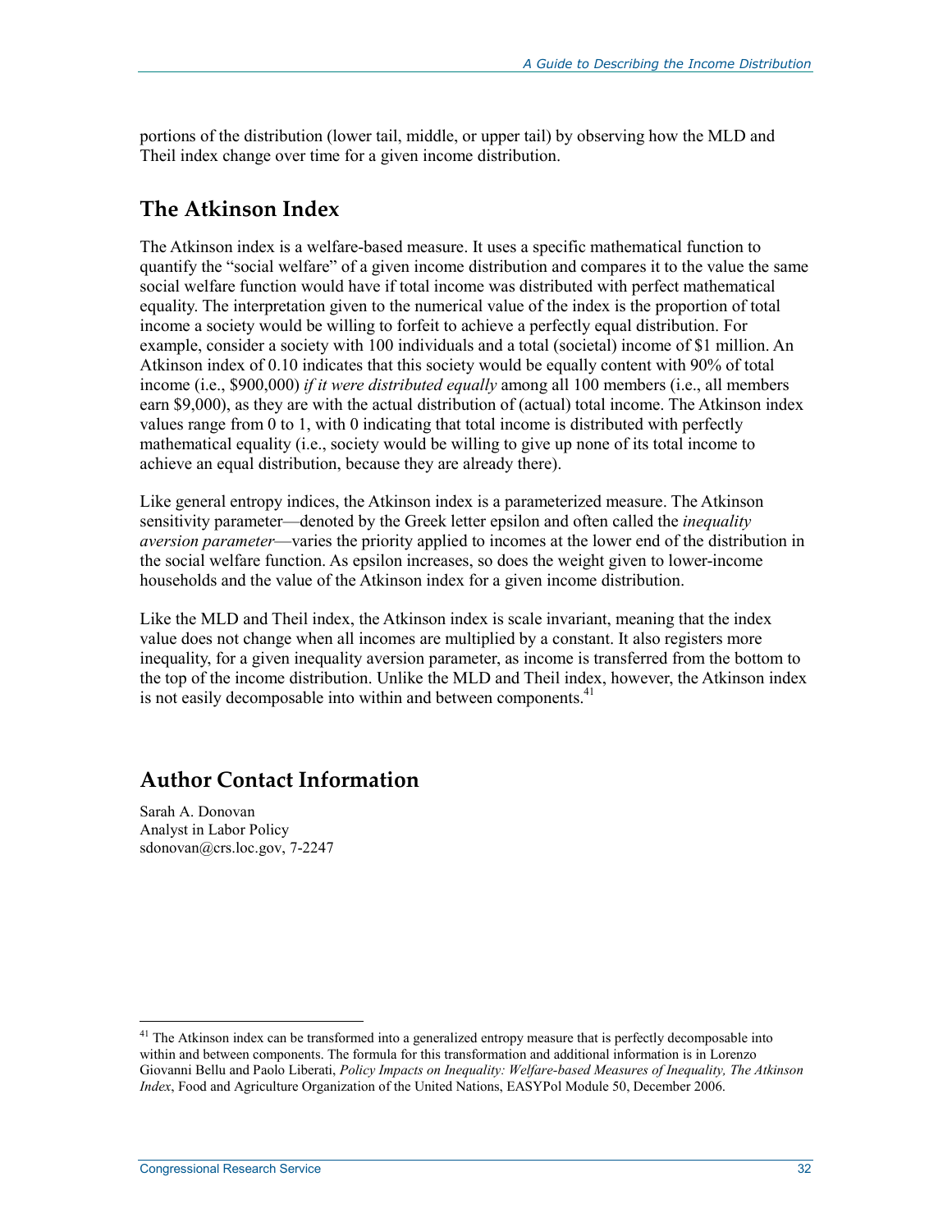portions of the distribution (lower tail, middle, or upper tail) by observing how the MLD and Theil index change over time for a given income distribution.

## The Atkinson Index

The Atkinson index is a welfare-based measure. It uses a specific mathematical function to quantify the "social welfare" of a given income distribution and compares it to the value the same social welfare function would have if total income was distributed with perfect mathematical equality. The interpretation given to the numerical value of the index is the proportion of total income a society would be willing to forfeit to achieve a perfectly equal distribution. For example, consider a society with 100 individuals and a total (societal) income of $1 million. An Atkinson index of 0.10 indicates that this society would be equally content with 90% of total income (i.e., $900,000) *if it were distributed equally* among all 100 members (i.e., all members earn $9,000), as they are with the actual distribution of (actual) total income. The Atkinson index values range from 0 to 1, with 0 indicating that total income is distributed with perfectly mathematical equality (i.e., society would be willing to give up none of its total income to achieve an equal distribution, because they are already there).

Like general entropy indices, the Atkinson index is a parameterized measure. The Atkinson sensitivity parameter—denoted by the Greek letter epsilon and often called the *inequality aversion parameter*—varies the priority applied to incomes at the lower end of the distribution in the social welfare function. As epsilon increases, so does the weight given to lower-income households and the value of the Atkinson index for a given income distribution.

Like the MLD and Theil index, the Atkinson index is scale invariant, meaning that the index value does not change when all incomes are multiplied by a constant. It also registers more inequality, for a given inequality aversion parameter, as income is transferred from the bottom to the top of the income distribution. Unlike the MLD and Theil index, however, the Atkinson index is not easily decomposable into within and between components.[41]

## Author Contact Information

Sarah A. Donovan
Analyst in Labor Policy
sdonovan@crs.loc.gov, 7-2247

[41] The Atkinson index can be transformed into a generalized entropy measure that is perfectly decomposable into within and between components. The formula for this transformation and additional information is in Lorenzo Giovanni Bellu and Paolo Liberati, *Policy Impacts on Inequality: Welfare-based Measures of Inequality, The Atkinson Index*, Food and Agriculture Organization of the United Nations, EASYPol Module 50, December 2006.